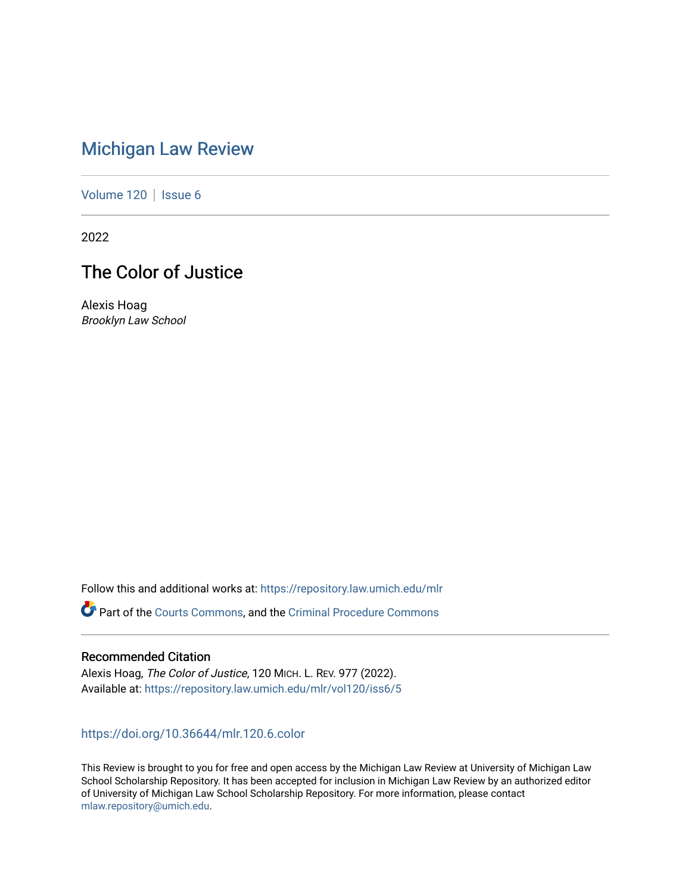# Michigan Law Review

Volume 120 | Issue 6

2022

## The Color of Justice

Alexis Hoag
*Brooklyn Law School*

Follow this and additional works at: https://repository.law.umich.edu/mlr

Part of the Courts Commons, and the Criminal Procedure Commons

### Recommended Citation

Alexis Hoag, *The Color of Justice*, 120 MICH. L. REV. 977 (2022).
Available at: https://repository.law.umich.edu/mlr/vol120/iss6/5

https://doi.org/10.36644/mlr.120.6.color

This Review is brought to you for free and open access by the Michigan Law Review at University of Michigan Law School Scholarship Repository. It has been accepted for inclusion in Michigan Law Review by an authorized editor of University of Michigan Law School Scholarship Repository. For more information, please contact mlaw.repository@umich.edu.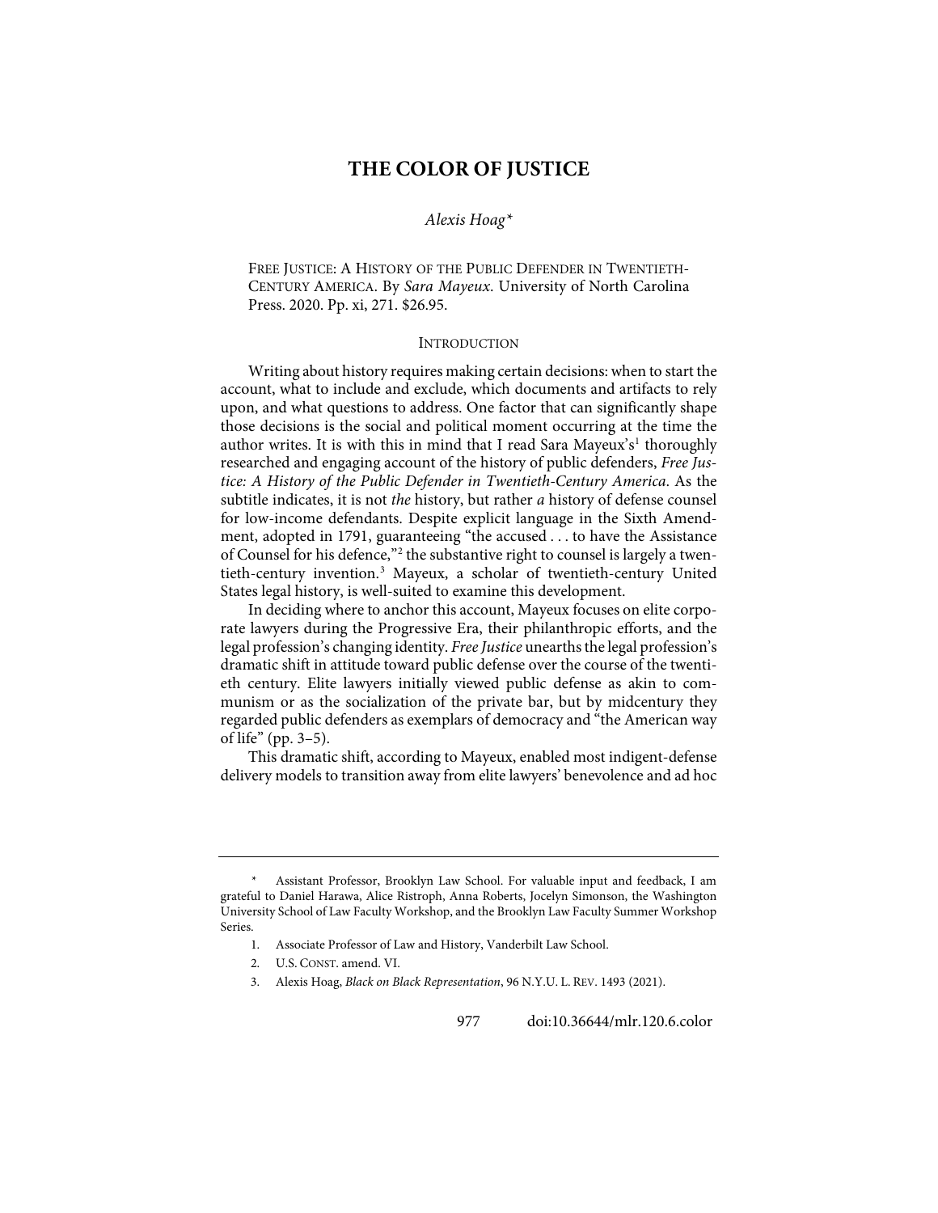# THE COLOR OF JUSTICE

*Alexis Hoag\**

FREE JUSTICE: A HISTORY OF THE PUBLIC DEFENDER IN TWENTIETH-CENTURY AMERICA. By *Sara Mayeux*. University of North Carolina Press. 2020. Pp. xi, 271. $26.95.

## INTRODUCTION

Writing about history requires making certain decisions: when to start the account, what to include and exclude, which documents and artifacts to rely upon, and what questions to address. One factor that can significantly shape those decisions is the social and political moment occurring at the time the author writes. It is with this in mind that I read Sara Mayeux's[1] thoroughly researched and engaging account of the history of public defenders, *Free Justice: A History of the Public Defender in Twentieth-Century America*. As the subtitle indicates, it is not *the* history, but rather *a* history of defense counsel for low-income defendants. Despite explicit language in the Sixth Amendment, adopted in 1791, guaranteeing "the accused . . . to have the Assistance of Counsel for his defence,"[2] the substantive right to counsel is largely a twentieth-century invention.[3] Mayeux, a scholar of twentieth-century United States legal history, is well-suited to examine this development.

In deciding where to anchor this account, Mayeux focuses on elite corporate lawyers during the Progressive Era, their philanthropic efforts, and the legal profession's changing identity. *Free Justice* unearths the legal profession's dramatic shift in attitude toward public defense over the course of the twentieth century. Elite lawyers initially viewed public defense as akin to communism or as the socialization of the private bar, but by midcentury they regarded public defenders as exemplars of democracy and "the American way of life" (pp. 3–5).

This dramatic shift, according to Mayeux, enabled most indigent-defense delivery models to transition away from elite lawyers' benevolence and ad hoc

---

\* Assistant Professor, Brooklyn Law School. For valuable input and feedback, I am grateful to Daniel Harawa, Alice Ristroph, Anna Roberts, Jocelyn Simonson, the Washington University School of Law Faculty Workshop, and the Brooklyn Law Faculty Summer Workshop Series.

1. Associate Professor of Law and History, Vanderbilt Law School.

2. U.S. CONST. amend. VI.

3. Alexis Hoag, *Black on Black Representation*, 96 N.Y.U. L. REV. 1493 (2021).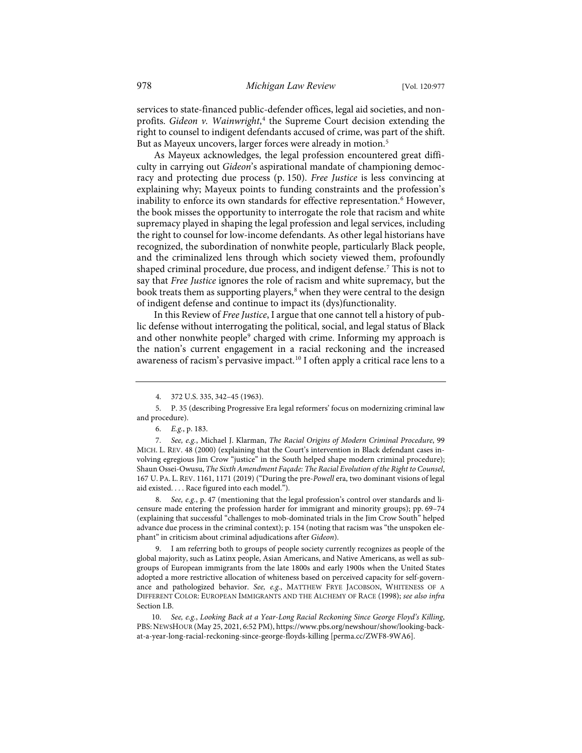services to state-financed public-defender offices, legal aid societies, and nonprofits. *Gideon v. Wainwright*,[4] the Supreme Court decision extending the right to counsel to indigent defendants accused of crime, was part of the shift. But as Mayeux uncovers, larger forces were already in motion.[5]

As Mayeux acknowledges, the legal profession encountered great difficulty in carrying out *Gideon*'s aspirational mandate of championing democracy and protecting due process (p. 150). *Free Justice* is less convincing at explaining why; Mayeux points to funding constraints and the profession's inability to enforce its own standards for effective representation.[6] However, the book misses the opportunity to interrogate the role that racism and white supremacy played in shaping the legal profession and legal services, including the right to counsel for low-income defendants. As other legal historians have recognized, the subordination of nonwhite people, particularly Black people, and the criminalized lens through which society viewed them, profoundly shaped criminal procedure, due process, and indigent defense.[7] This is not to say that *Free Justice* ignores the role of racism and white supremacy, but the book treats them as supporting players,[8] when they were central to the design of indigent defense and continue to impact its (dys)functionality.

In this Review of *Free Justice*, I argue that one cannot tell a history of public defense without interrogating the political, social, and legal status of Black and other nonwhite people[9] charged with crime. Informing my approach is the nation's current engagement in a racial reckoning and the increased awareness of racism's pervasive impact.[10] I often apply a critical race lens to a

---

4. 372 U.S. 335, 342–45 (1963).

5. P. 35 (describing Progressive Era legal reformers' focus on modernizing criminal law and procedure).

6. *E.g.*, p. 183.

7. *See, e.g.*, Michael J. Klarman, *The Racial Origins of Modern Criminal Procedure*, 99 MICH. L. REV. 48 (2000) (explaining that the Court's intervention in Black defendant cases involving egregious Jim Crow "justice" in the South helped shape modern criminal procedure); Shaun Ossei-Owusu, *The Sixth Amendment Façade: The Racial Evolution of the Right to Counsel*, 167 U. PA. L. REV. 1161, 1171 (2019) ("During the pre-*Powell* era, two dominant visions of legal aid existed. . . . Race figured into each model.").

8. *See, e.g.*, p. 47 (mentioning that the legal profession's control over standards and licensure made entering the profession harder for immigrant and minority groups); pp. 69–74 (explaining that successful "challenges to mob-dominated trials in the Jim Crow South" helped advance due process in the criminal context); p. 154 (noting that racism was "the unspoken elephant" in criticism about criminal adjudications after *Gideon*).

9. I am referring both to groups of people society currently recognizes as people of the global majority, such as Latinx people, Asian Americans, and Native Americans, as well as subgroups of European immigrants from the late 1800s and early 1900s when the United States adopted a more restrictive allocation of whiteness based on perceived capacity for self-governance and pathologized behavior. *See, e.g.*, MATTHEW FRYE JACOBSON, WHITENESS OF A DIFFERENT COLOR: EUROPEAN IMMIGRANTS AND THE ALCHEMY OF RACE (1998); *see also infra* Section I.B.

10. *See, e.g.*, *Looking Back at a Year-Long Racial Reckoning Since George Floyd's Killing*, PBS: NEWSHOUR (May 25, 2021, 6:52 PM), https://www.pbs.org/newshour/show/looking-back-at-a-year-long-racial-reckoning-since-george-floyds-killing [perma.cc/ZWF8-9WA6].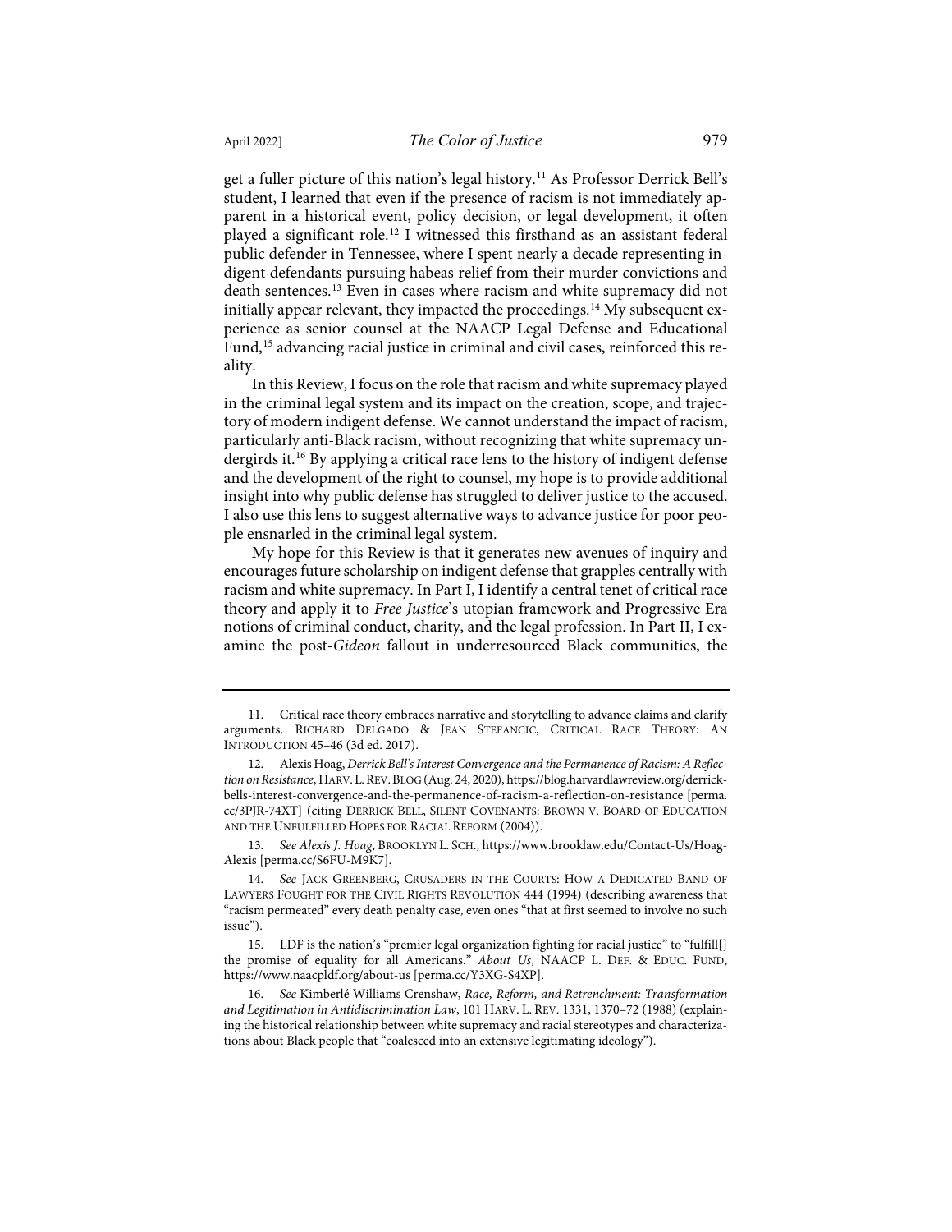get a fuller picture of this nation's legal history.[11] As Professor Derrick Bell's student, I learned that even if the presence of racism is not immediately apparent in a historical event, policy decision, or legal development, it often played a significant role.[12] I witnessed this firsthand as an assistant federal public defender in Tennessee, where I spent nearly a decade representing indigent defendants pursuing habeas relief from their murder convictions and death sentences.[13] Even in cases where racism and white supremacy did not initially appear relevant, they impacted the proceedings.[14] My subsequent experience as senior counsel at the NAACP Legal Defense and Educational Fund,[15] advancing racial justice in criminal and civil cases, reinforced this reality.

In this Review, I focus on the role that racism and white supremacy played in the criminal legal system and its impact on the creation, scope, and trajectory of modern indigent defense. We cannot understand the impact of racism, particularly anti-Black racism, without recognizing that white supremacy undergirds it.[16] By applying a critical race lens to the history of indigent defense and the development of the right to counsel, my hope is to provide additional insight into why public defense has struggled to deliver justice to the accused. I also use this lens to suggest alternative ways to advance justice for poor people ensnarled in the criminal legal system.

My hope for this Review is that it generates new avenues of inquiry and encourages future scholarship on indigent defense that grapples centrally with racism and white supremacy. In Part I, I identify a central tenet of critical race theory and apply it to *Free Justice*'s utopian framework and Progressive Era notions of criminal conduct, charity, and the legal profession. In Part II, I examine the post-*Gideon* fallout in underresourced Black communities, the

---

11. Critical race theory embraces narrative and storytelling to advance claims and clarify arguments. RICHARD DELGADO & JEAN STEFANCIC, CRITICAL RACE THEORY: AN INTRODUCTION 45–46 (3d ed. 2017).

12. Alexis Hoag, *Derrick Bell's Interest Convergence and the Permanence of Racism: A Reflection on Resistance*, HARV. L. REV. BLOG (Aug. 24, 2020), https://blog.harvardlawreview.org/derrick-bells-interest-convergence-and-the-permanence-of-racism-a-reflection-on-resistance [perma.cc/3PJR-74XT] (citing DERRICK BELL, SILENT COVENANTS: BROWN V. BOARD OF EDUCATION AND THE UNFULFILLED HOPES FOR RACIAL REFORM (2004)).

13. *See Alexis J. Hoag*, BROOKLYN L. SCH., https://www.brooklaw.edu/Contact-Us/Hoag-Alexis [perma.cc/S6FU-M9K7].

14. *See* JACK GREENBERG, CRUSADERS IN THE COURTS: HOW A DEDICATED BAND OF LAWYERS FOUGHT FOR THE CIVIL RIGHTS REVOLUTION 444 (1994) (describing awareness that "racism permeated" every death penalty case, even ones "that at first seemed to involve no such issue").

15. LDF is the nation's "premier legal organization fighting for racial justice" to "fulfill[] the promise of equality for all Americans." *About Us*, NAACP L. DEF. & EDUC. FUND, https://www.naacpldf.org/about-us [perma.cc/Y3XG-S4XP].

16. *See* Kimberlé Williams Crenshaw, *Race, Reform, and Retrenchment: Transformation and Legitimation in Antidiscrimination Law*, 101 HARV. L. REV. 1331, 1370–72 (1988) (explaining the historical relationship between white supremacy and racial stereotypes and characterizations about Black people that "coalesced into an extensive legitimating ideology").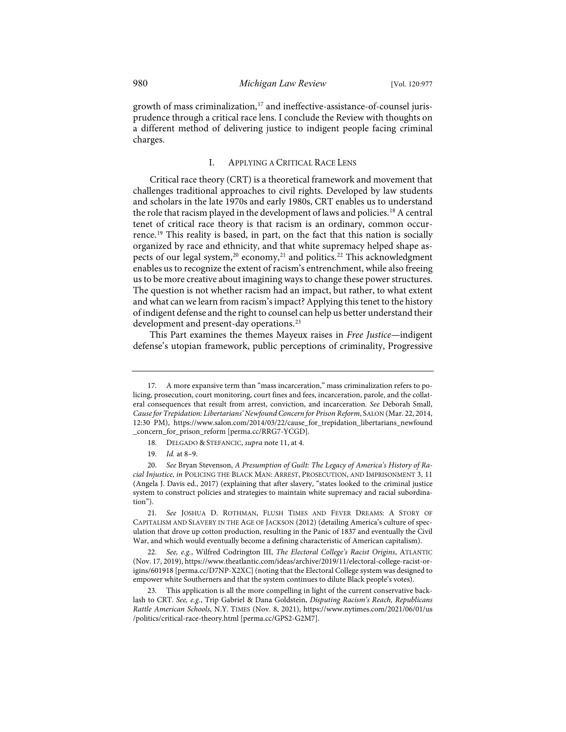growth of mass criminalization,[17] and ineffective-assistance-of-counsel jurisprudence through a critical race lens. I conclude the Review with thoughts on a different method of delivering justice to indigent people facing criminal charges.

## I. Applying a Critical Race Lens

Critical race theory (CRT) is a theoretical framework and movement that challenges traditional approaches to civil rights. Developed by law students and scholars in the late 1970s and early 1980s, CRT enables us to understand the role that racism played in the development of laws and policies.[18] A central tenet of critical race theory is that racism is an ordinary, common occurrence.[19] This reality is based, in part, on the fact that this nation is socially organized by race and ethnicity, and that white supremacy helped shape aspects of our legal system,[20] economy,[21] and politics.[22] This acknowledgment enables us to recognize the extent of racism's entrenchment, while also freeing us to be more creative about imagining ways to change these power structures. The question is not whether racism had an impact, but rather, to what extent and what can we learn from racism's impact? Applying this tenet to the history of indigent defense and the right to counsel can help us better understand their development and present-day operations.[23]

This Part examines the themes Mayeux raises in *Free Justice*—indigent defense's utopian framework, public perceptions of criminality, Progressive

---

17. A more expansive term than "mass incarceration," mass criminalization refers to policing, prosecution, court monitoring, court fines and fees, incarceration, parole, and the collateral consequences that result from arrest, conviction, and incarceration. *See* Deborah Small, *Cause for Trepidation: Libertarians' Newfound Concern for Prison Reform*, SALON (Mar. 22, 2014, 12:30 PM), https://www.salon.com/2014/03/22/cause_for_trepidation_libertarians_newfound_concern_for_prison_reform [perma.cc/RRG7-YCGD].

18. DELGADO & STEFANCIC, *supra* note 11, at 4.

19. *Id.* at 8–9.

20. *See* Bryan Stevenson, *A Presumption of Guilt: The Legacy of America's History of Racial Injustice*, *in* POLICING THE BLACK MAN: ARREST, PROSECUTION, AND IMPRISONMENT 3, 11 (Angela J. Davis ed., 2017) (explaining that after slavery, "states looked to the criminal justice system to construct policies and strategies to maintain white supremacy and racial subordination").

21. *See* JOSHUA D. ROTHMAN, FLUSH TIMES AND FEVER DREAMS: A STORY OF CAPITALISM AND SLAVERY IN THE AGE OF JACKSON (2012) (detailing America's culture of speculation that drove up cotton production, resulting in the Panic of 1837 and eventually the Civil War, and which would eventually become a defining characteristic of American capitalism).

22. *See, e.g.*, Wilfred Codrington III, *The Electoral College's Racist Origins*, ATLANTIC (Nov. 17, 2019), https://www.theatlantic.com/ideas/archive/2019/11/electoral-college-racist-origins/601918 [perma.cc/D7NP-X2XC] (noting that the Electoral College system was designed to empower white Southerners and that the system continues to dilute Black people's votes).

23. This application is all the more compelling in light of the current conservative backlash to CRT. *See, e.g.*, Trip Gabriel & Dana Goldstein, *Disputing Racism's Reach, Republicans Rattle American Schools*, N.Y. TIMES (Nov. 8, 2021), https://www.nytimes.com/2021/06/01/us/politics/critical-race-theory.html [perma.cc/GPS2-G2M7].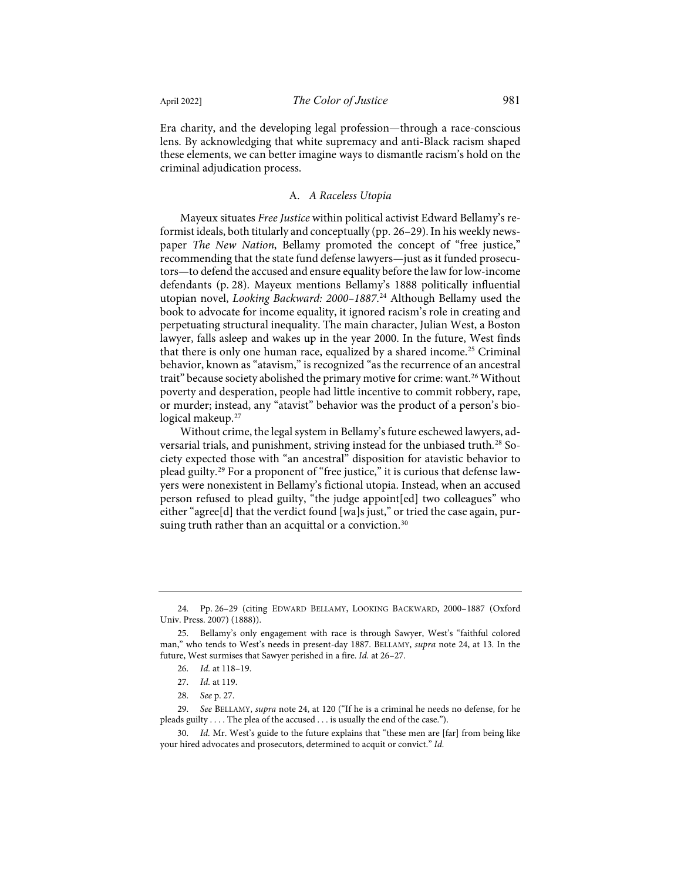Era charity, and the developing legal profession—through a race-conscious lens. By acknowledging that white supremacy and anti-Black racism shaped these elements, we can better imagine ways to dismantle racism's hold on the criminal adjudication process.

### A. *A Raceless Utopia*

Mayeux situates *Free Justice* within political activist Edward Bellamy's reformist ideals, both titularly and conceptually (pp. 26–29). In his weekly newspaper *The New Nation*, Bellamy promoted the concept of "free justice," recommending that the state fund defense lawyers—just as it funded prosecutors—to defend the accused and ensure equality before the law for low-income defendants (p. 28). Mayeux mentions Bellamy's 1888 politically influential utopian novel, *Looking Backward: 2000–1887*.[24] Although Bellamy used the book to advocate for income equality, it ignored racism's role in creating and perpetuating structural inequality. The main character, Julian West, a Boston lawyer, falls asleep and wakes up in the year 2000. In the future, West finds that there is only one human race, equalized by a shared income.[25] Criminal behavior, known as "atavism," is recognized "as the recurrence of an ancestral trait" because society abolished the primary motive for crime: want.[26] Without poverty and desperation, people had little incentive to commit robbery, rape, or murder; instead, any "atavist" behavior was the product of a person's biological makeup.[27]

Without crime, the legal system in Bellamy's future eschewed lawyers, adversarial trials, and punishment, striving instead for the unbiased truth.[28] Society expected those with "an ancestral" disposition for atavistic behavior to plead guilty.[29] For a proponent of "free justice," it is curious that defense lawyers were nonexistent in Bellamy's fictional utopia. Instead, when an accused person refused to plead guilty, "the judge appoint[ed] two colleagues" who either "agree[d] that the verdict found [wa]s just," or tried the case again, pursuing truth rather than an acquittal or a conviction.[30]

---

24. Pp. 26–29 (citing EDWARD BELLAMY, LOOKING BACKWARD, 2000–1887 (Oxford Univ. Press. 2007) (1888)).

25. Bellamy's only engagement with race is through Sawyer, West's "faithful colored man," who tends to West's needs in present-day 1887. BELLAMY, *supra* note 24, at 13. In the future, West surmises that Sawyer perished in a fire. *Id.* at 26–27.

26. *Id.* at 118–19.

27. *Id.* at 119.

28. *See* p. 27.

29. *See* BELLAMY, *supra* note 24, at 120 ("If he is a criminal he needs no defense, for he pleads guilty . . . . The plea of the accused . . . is usually the end of the case.").

30. *Id.* Mr. West's guide to the future explains that "these men are [far] from being like your hired advocates and prosecutors, determined to acquit or convict." *Id.*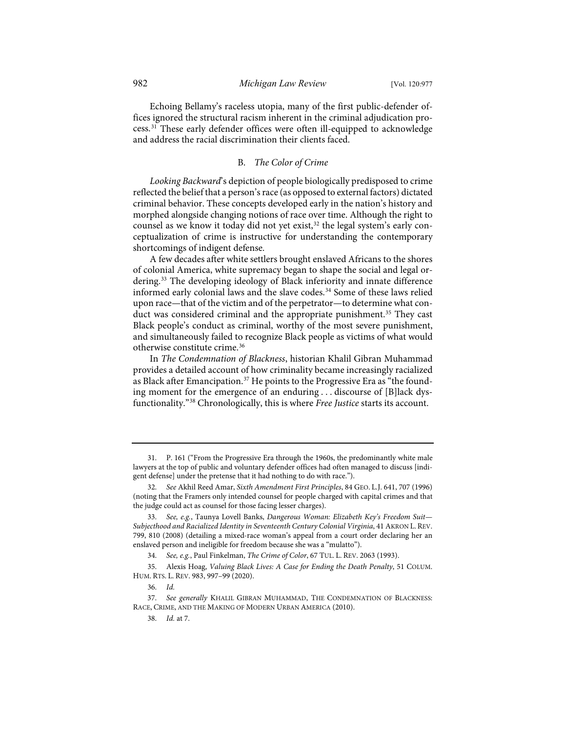Echoing Bellamy's raceless utopia, many of the first public-defender offices ignored the structural racism inherent in the criminal adjudication process.[31] These early defender offices were often ill-equipped to acknowledge and address the racial discrimination their clients faced.

### B. *The Color of Crime*

*Looking Backward*'s depiction of people biologically predisposed to crime reflected the belief that a person's race (as opposed to external factors) dictated criminal behavior. These concepts developed early in the nation's history and morphed alongside changing notions of race over time. Although the right to counsel as we know it today did not yet exist,[32] the legal system's early conceptualization of crime is instructive for understanding the contemporary shortcomings of indigent defense.

A few decades after white settlers brought enslaved Africans to the shores of colonial America, white supremacy began to shape the social and legal ordering.[33] The developing ideology of Black inferiority and innate difference informed early colonial laws and the slave codes.[34] Some of these laws relied upon race—that of the victim and of the perpetrator—to determine what conduct was considered criminal and the appropriate punishment.[35] They cast Black people's conduct as criminal, worthy of the most severe punishment, and simultaneously failed to recognize Black people as victims of what would otherwise constitute crime.[36]

In *The Condemnation of Blackness*, historian Khalil Gibran Muhammad provides a detailed account of how criminality became increasingly racialized as Black after Emancipation.[37] He points to the Progressive Era as "the founding moment for the emergence of an enduring . . . discourse of [B]lack dysfunctionality."[38] Chronologically, this is where *Free Justice* starts its account.

---

31. P. 161 ("From the Progressive Era through the 1960s, the predominantly white male lawyers at the top of public and voluntary defender offices had often managed to discuss [indigent defense] under the pretense that it had nothing to do with race.").

32. *See* Akhil Reed Amar, *Sixth Amendment First Principles*, 84 GEO. L.J. 641, 707 (1996) (noting that the Framers only intended counsel for people charged with capital crimes and that the judge could act as counsel for those facing lesser charges).

33. *See, e.g.*, Taunya Lovell Banks, *Dangerous Woman: Elizabeth Key's Freedom Suit—Subjecthood and Racialized Identity in Seventeenth Century Colonial Virginia*, 41 AKRON L. REV. 799, 810 (2008) (detailing a mixed-race woman's appeal from a court order declaring her an enslaved person and ineligible for freedom because she was a "mulatto").

34. *See, e.g.*, Paul Finkelman, *The Crime of Color*, 67 TUL. L. REV. 2063 (1993).

35. Alexis Hoag, *Valuing Black Lives: A Case for Ending the Death Penalty*, 51 COLUM. HUM. RTS. L. REV. 983, 997–99 (2020).

36. *Id.*

37. *See generally* KHALIL GIBRAN MUHAMMAD, THE CONDEMNATION OF BLACKNESS: RACE, CRIME, AND THE MAKING OF MODERN URBAN AMERICA (2010).

38. *Id.* at 7.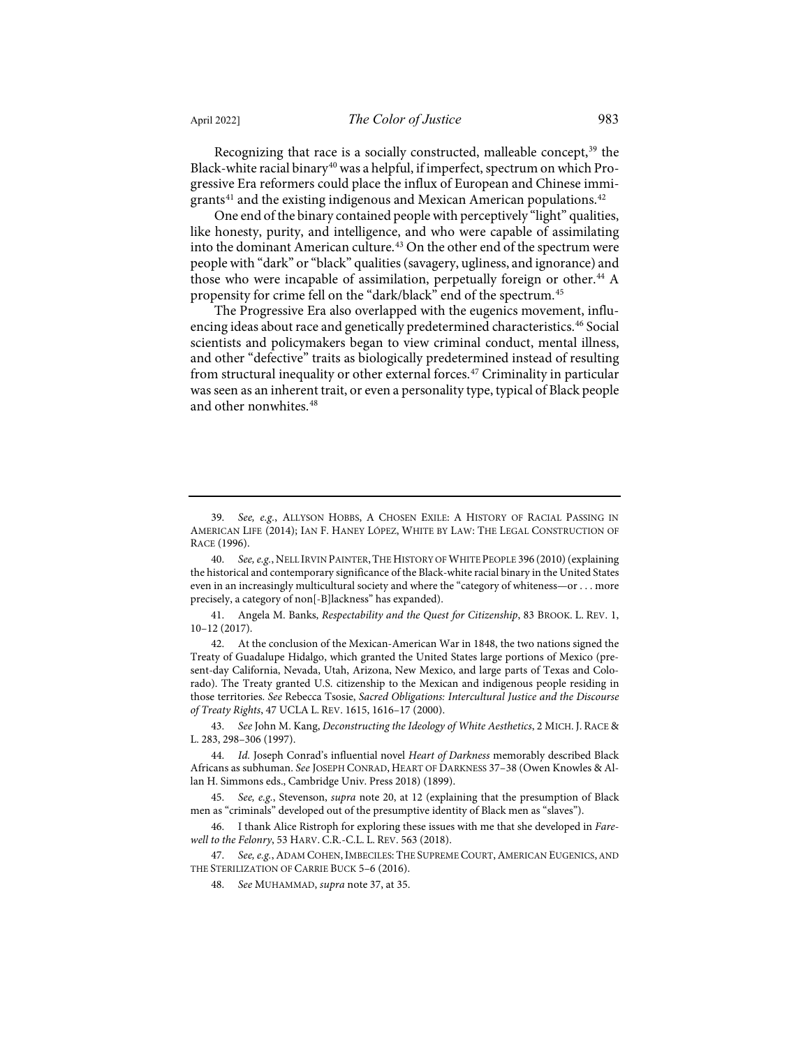Recognizing that race is a socially constructed, malleable concept,[39] the Black-white racial binary[40] was a helpful, if imperfect, spectrum on which Progressive Era reformers could place the influx of European and Chinese immigrants[41] and the existing indigenous and Mexican American populations.[42]

One end of the binary contained people with perceptively "light" qualities, like honesty, purity, and intelligence, and who were capable of assimilating into the dominant American culture.[43] On the other end of the spectrum were people with "dark" or "black" qualities (savagery, ugliness, and ignorance) and those who were incapable of assimilation, perpetually foreign or other.[44] A propensity for crime fell on the "dark/black" end of the spectrum.[45]

The Progressive Era also overlapped with the eugenics movement, influencing ideas about race and genetically predetermined characteristics.[46] Social scientists and policymakers began to view criminal conduct, mental illness, and other "defective" traits as biologically predetermined instead of resulting from structural inequality or other external forces.[47] Criminality in particular was seen as an inherent trait, or even a personality type, typical of Black people and other nonwhites.[48]

---

39. *See, e.g.*, ALLYSON HOBBS, A CHOSEN EXILE: A HISTORY OF RACIAL PASSING IN AMERICAN LIFE (2014); IAN F. HANEY LÓPEZ, WHITE BY LAW: THE LEGAL CONSTRUCTION OF RACE (1996).

40. *See, e.g.*, NELL IRVIN PAINTER, THE HISTORY OF WHITE PEOPLE 396 (2010) (explaining the historical and contemporary significance of the Black-white racial binary in the United States even in an increasingly multicultural society and where the "category of whiteness—or . . . more precisely, a category of non[-B]lackness" has expanded).

41. Angela M. Banks, *Respectability and the Quest for Citizenship*, 83 BROOK. L. REV. 1, 10–12 (2017).

42. At the conclusion of the Mexican-American War in 1848, the two nations signed the Treaty of Guadalupe Hidalgo, which granted the United States large portions of Mexico (present-day California, Nevada, Utah, Arizona, New Mexico, and large parts of Texas and Colorado). The Treaty granted U.S. citizenship to the Mexican and indigenous people residing in those territories. *See* Rebecca Tsosie, *Sacred Obligations: Intercultural Justice and the Discourse of Treaty Rights*, 47 UCLA L. REV. 1615, 1616–17 (2000).

43. *See* John M. Kang, *Deconstructing the Ideology of White Aesthetics*, 2 MICH. J. RACE & L. 283, 298–306 (1997).

44. *Id.* Joseph Conrad's influential novel *Heart of Darkness* memorably described Black Africans as subhuman. *See* JOSEPH CONRAD, HEART OF DARKNESS 37–38 (Owen Knowles & Allan H. Simmons eds., Cambridge Univ. Press 2018) (1899).

45. *See, e.g.*, Stevenson, *supra* note 20, at 12 (explaining that the presumption of Black men as "criminals" developed out of the presumptive identity of Black men as "slaves").

46. I thank Alice Ristroph for exploring these issues with me that she developed in *Farewell to the Felony*, 53 HARV. C.R.-C.L. L. REV. 563 (2018).

47. *See, e.g.*, ADAM COHEN, IMBECILES: THE SUPREME COURT, AMERICAN EUGENICS, AND THE STERILIZATION OF CARRIE BUCK 5–6 (2016).

48. *See* MUHAMMAD, *supra* note 37, at 35.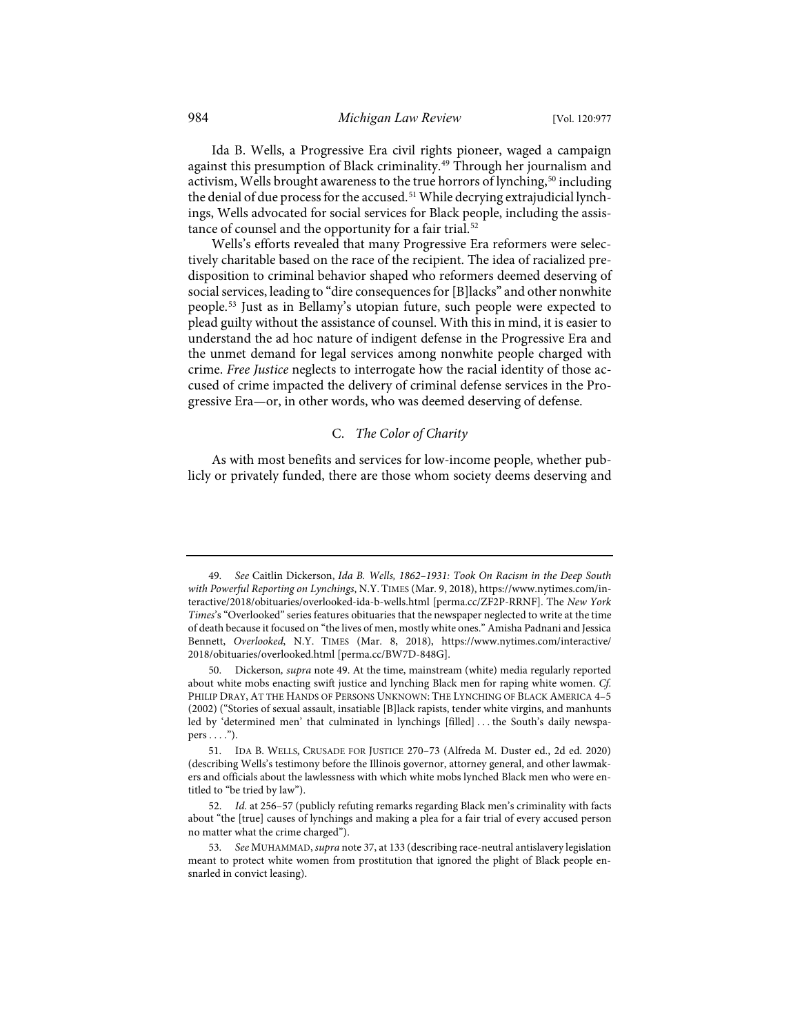Ida B. Wells, a Progressive Era civil rights pioneer, waged a campaign against this presumption of Black criminality.[49] Through her journalism and activism, Wells brought awareness to the true horrors of lynching,[50] including the denial of due process for the accused.[51] While decrying extrajudicial lynchings, Wells advocated for social services for Black people, including the assistance of counsel and the opportunity for a fair trial.[52]

Wells's efforts revealed that many Progressive Era reformers were selectively charitable based on the race of the recipient. The idea of racialized predisposition to criminal behavior shaped who reformers deemed deserving of social services, leading to "dire consequences for [B]lacks" and other nonwhite people.[53] Just as in Bellamy's utopian future, such people were expected to plead guilty without the assistance of counsel. With this in mind, it is easier to understand the ad hoc nature of indigent defense in the Progressive Era and the unmet demand for legal services among nonwhite people charged with crime. *Free Justice* neglects to interrogate how the racial identity of those accused of crime impacted the delivery of criminal defense services in the Progressive Era—or, in other words, who was deemed deserving of defense.

### C. *The Color of Charity*

As with most benefits and services for low-income people, whether publicly or privately funded, there are those whom society deems deserving and

---

49. *See* Caitlin Dickerson, *Ida B. Wells, 1862–1931: Took On Racism in the Deep South with Powerful Reporting on Lynchings*, N.Y. TIMES (Mar. 9, 2018), https://www.nytimes.com/interactive/2018/obituaries/overlooked-ida-b-wells.html [perma.cc/ZF2P-RRNF]. The *New York Times*'s "Overlooked" series features obituaries that the newspaper neglected to write at the time of death because it focused on "the lives of men, mostly white ones." Amisha Padnani and Jessica Bennett, *Overlooked*, N.Y. TIMES (Mar. 8, 2018), https://www.nytimes.com/interactive/2018/obituaries/overlooked.html [perma.cc/BW7D-848G].

50. Dickerson*, supra* note 49. At the time, mainstream (white) media regularly reported about white mobs enacting swift justice and lynching Black men for raping white women. *Cf.* PHILIP DRAY, AT THE HANDS OF PERSONS UNKNOWN: THE LYNCHING OF BLACK AMERICA 4–5 (2002) ("Stories of sexual assault, insatiable [B]lack rapists, tender white virgins, and manhunts led by 'determined men' that culminated in lynchings [filled] . . . the South's daily newspapers . . . .").

51. IDA B. WELLS, CRUSADE FOR JUSTICE 270–73 (Alfreda M. Duster ed., 2d ed. 2020) (describing Wells's testimony before the Illinois governor, attorney general, and other lawmakers and officials about the lawlessness with which white mobs lynched Black men who were entitled to "be tried by law").

52. *Id.* at 256–57 (publicly refuting remarks regarding Black men's criminality with facts about "the [true] causes of lynchings and making a plea for a fair trial of every accused person no matter what the crime charged").

53. *See* MUHAMMAD, *supra* note 37, at 133 (describing race-neutral antislavery legislation meant to protect white women from prostitution that ignored the plight of Black people ensnarled in convict leasing).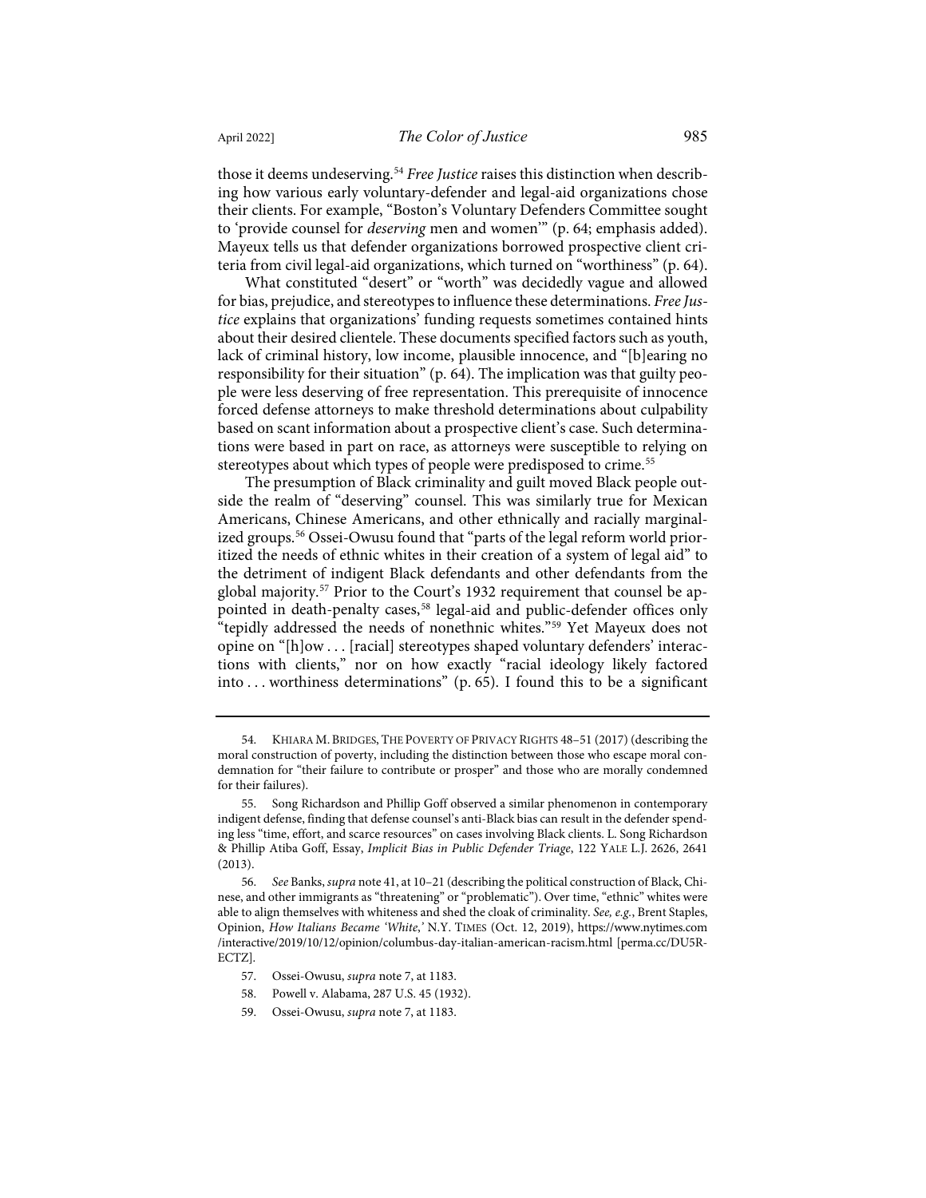those it deems undeserving.[54] *Free Justice* raises this distinction when describing how various early voluntary-defender and legal-aid organizations chose their clients. For example, "Boston's Voluntary Defenders Committee sought to 'provide counsel for *deserving* men and women'" (p. 64; emphasis added). Mayeux tells us that defender organizations borrowed prospective client criteria from civil legal-aid organizations, which turned on "worthiness" (p. 64).

What constituted "desert" or "worth" was decidedly vague and allowed for bias, prejudice, and stereotypes to influence these determinations. *Free Justice* explains that organizations' funding requests sometimes contained hints about their desired clientele. These documents specified factors such as youth, lack of criminal history, low income, plausible innocence, and "[b]earing no responsibility for their situation" (p. 64). The implication was that guilty people were less deserving of free representation. This prerequisite of innocence forced defense attorneys to make threshold determinations about culpability based on scant information about a prospective client's case. Such determinations were based in part on race, as attorneys were susceptible to relying on stereotypes about which types of people were predisposed to crime.[55]

The presumption of Black criminality and guilt moved Black people outside the realm of "deserving" counsel. This was similarly true for Mexican Americans, Chinese Americans, and other ethnically and racially marginalized groups.[56] Ossei-Owusu found that "parts of the legal reform world prioritized the needs of ethnic whites in their creation of a system of legal aid" to the detriment of indigent Black defendants and other defendants from the global majority.[57] Prior to the Court's 1932 requirement that counsel be appointed in death-penalty cases,[58] legal-aid and public-defender offices only "tepidly addressed the needs of nonethnic whites."[59] Yet Mayeux does not opine on "[h]ow . . . [racial] stereotypes shaped voluntary defenders' interactions with clients," nor on how exactly "racial ideology likely factored into . . . worthiness determinations" (p. 65). I found this to be a significant

---

54. Khiara M. Bridges, The Poverty of Privacy Rights 48–51 (2017) (describing the moral construction of poverty, including the distinction between those who escape moral condemnation for "their failure to contribute or prosper" and those who are morally condemned for their failures).

55. Song Richardson and Phillip Goff observed a similar phenomenon in contemporary indigent defense, finding that defense counsel's anti-Black bias can result in the defender spending less "time, effort, and scarce resources" on cases involving Black clients. L. Song Richardson & Phillip Atiba Goff, Essay, *Implicit Bias in Public Defender Triage*, 122 Yale L.J. 2626, 2641 (2013).

56. *See* Banks, *supra* note 41, at 10–21 (describing the political construction of Black, Chinese, and other immigrants as "threatening" or "problematic"). Over time, "ethnic" whites were able to align themselves with whiteness and shed the cloak of criminality. *See, e.g.*, Brent Staples, Opinion, *How Italians Became 'White,'* N.Y. Times (Oct. 12, 2019), https://www.nytimes.com/interactive/2019/10/12/opinion/columbus-day-italian-american-racism.html [perma.cc/DU5R-ECTZ].

57. Ossei-Owusu, *supra* note 7, at 1183.

58. Powell v. Alabama, 287 U.S. 45 (1932).

59. Ossei-Owusu, *supra* note 7, at 1183.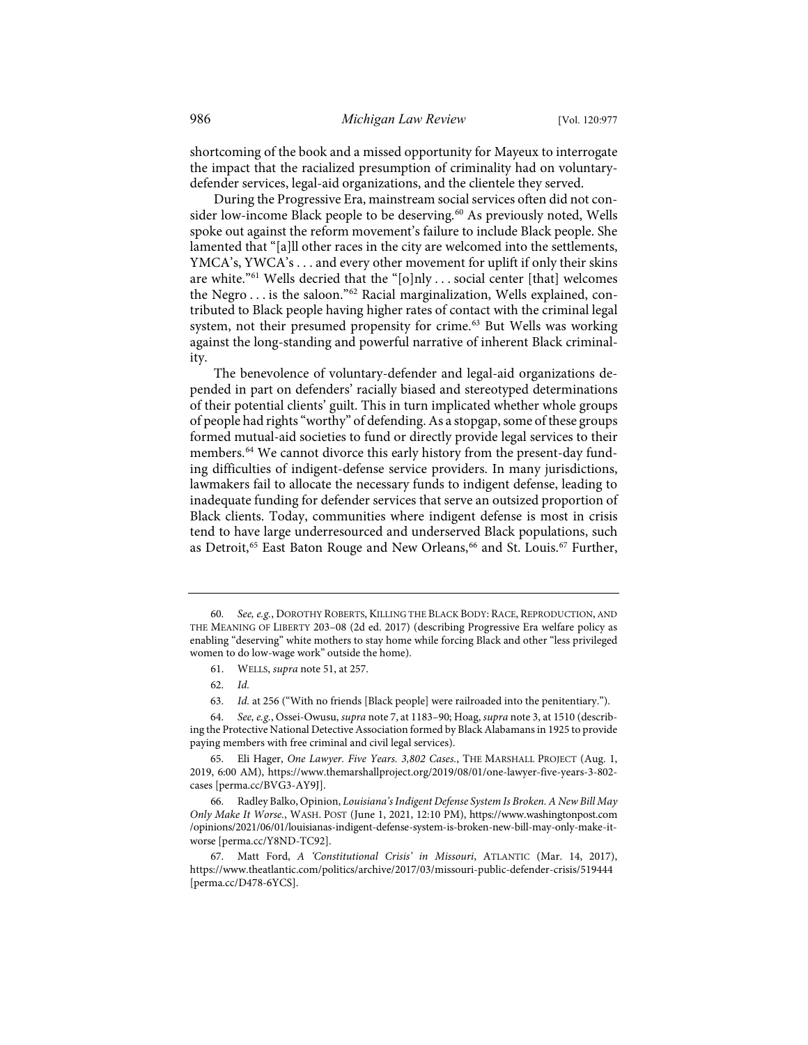shortcoming of the book and a missed opportunity for Mayeux to interrogate the impact that the racialized presumption of criminality had on voluntary-defender services, legal-aid organizations, and the clientele they served.

During the Progressive Era, mainstream social services often did not consider low-income Black people to be deserving.[60] As previously noted, Wells spoke out against the reform movement's failure to include Black people. She lamented that "[a]ll other races in the city are welcomed into the settlements, YMCA's, YWCA's . . . and every other movement for uplift if only their skins are white."[61] Wells decried that the "[o]nly . . . social center [that] welcomes the Negro . . . is the saloon."[62] Racial marginalization, Wells explained, contributed to Black people having higher rates of contact with the criminal legal system, not their presumed propensity for crime.[63] But Wells was working against the long-standing and powerful narrative of inherent Black criminality.

The benevolence of voluntary-defender and legal-aid organizations depended in part on defenders' racially biased and stereotyped determinations of their potential clients' guilt. This in turn implicated whether whole groups of people had rights "worthy" of defending. As a stopgap, some of these groups formed mutual-aid societies to fund or directly provide legal services to their members.[64] We cannot divorce this early history from the present-day funding difficulties of indigent-defense service providers. In many jurisdictions, lawmakers fail to allocate the necessary funds to indigent defense, leading to inadequate funding for defender services that serve an outsized proportion of Black clients. Today, communities where indigent defense is most in crisis tend to have large underresourced and underserved Black populations, such as Detroit,[65] East Baton Rouge and New Orleans,[66] and St. Louis.[67] Further,

---

60. *See, e.g.*, DOROTHY ROBERTS, KILLING THE BLACK BODY: RACE, REPRODUCTION, AND THE MEANING OF LIBERTY 203–08 (2d ed. 2017) (describing Progressive Era welfare policy as enabling "deserving" white mothers to stay home while forcing Black and other "less privileged women to do low-wage work" outside the home).

61. WELLS, *supra* note 51, at 257.

62. *Id.*

63. *Id.* at 256 ("With no friends [Black people] were railroaded into the penitentiary.").

64. *See, e.g.*, Ossei-Owusu, *supra* note 7, at 1183–90; Hoag, *supra* note 3, at 1510 (describing the Protective National Detective Association formed by Black Alabamans in 1925 to provide paying members with free criminal and civil legal services).

65. Eli Hager, *One Lawyer. Five Years. 3,802 Cases.*, THE MARSHALL PROJECT (Aug. 1, 2019, 6:00 AM), https://www.themarshallproject.org/2019/08/01/one-lawyer-five-years-3-802-cases [perma.cc/BVG3-AY9J].

66. Radley Balko, Opinion, *Louisiana's Indigent Defense System Is Broken. A New Bill May Only Make It Worse.*, WASH. POST (June 1, 2021, 12:10 PM), https://www.washingtonpost.com/opinions/2021/06/01/louisianas-indigent-defense-system-is-broken-new-bill-may-only-make-it-worse [perma.cc/Y8ND-TC92].

67. Matt Ford, *A 'Constitutional Crisis' in Missouri*, ATLANTIC (Mar. 14, 2017), https://www.theatlantic.com/politics/archive/2017/03/missouri-public-defender-crisis/519444 [perma.cc/D478-6YCS].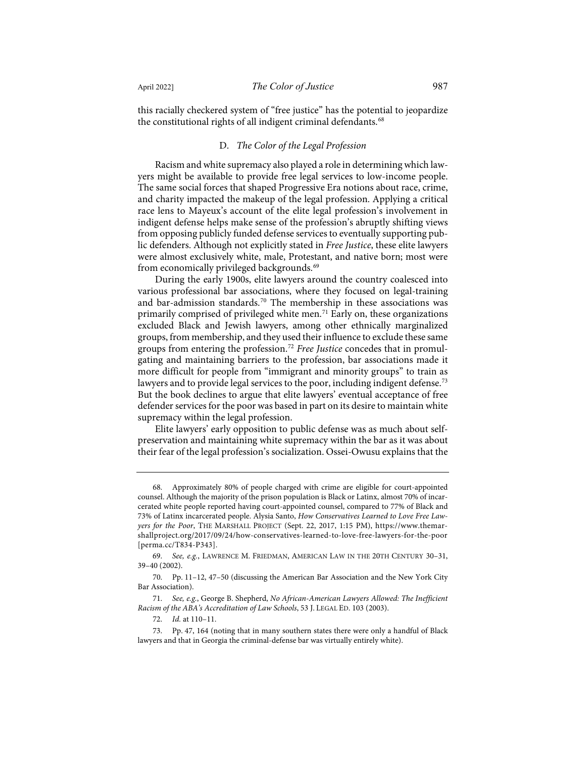this racially checkered system of "free justice" has the potential to jeopardize the constitutional rights of all indigent criminal defendants.[68]

### D. *The Color of the Legal Profession*

Racism and white supremacy also played a role in determining which lawyers might be available to provide free legal services to low-income people. The same social forces that shaped Progressive Era notions about race, crime, and charity impacted the makeup of the legal profession. Applying a critical race lens to Mayeux's account of the elite legal profession's involvement in indigent defense helps make sense of the profession's abruptly shifting views from opposing publicly funded defense services to eventually supporting public defenders. Although not explicitly stated in *Free Justice*, these elite lawyers were almost exclusively white, male, Protestant, and native born; most were from economically privileged backgrounds.[69]

During the early 1900s, elite lawyers around the country coalesced into various professional bar associations, where they focused on legal-training and bar-admission standards.[70] The membership in these associations was primarily comprised of privileged white men.[71] Early on, these organizations excluded Black and Jewish lawyers, among other ethnically marginalized groups, from membership, and they used their influence to exclude these same groups from entering the profession.[72] *Free Justice* concedes that in promulgating and maintaining barriers to the profession, bar associations made it more difficult for people from "immigrant and minority groups" to train as lawyers and to provide legal services to the poor, including indigent defense.[73] But the book declines to argue that elite lawyers' eventual acceptance of free defender services for the poor was based in part on its desire to maintain white supremacy within the legal profession.

Elite lawyers' early opposition to public defense was as much about self-preservation and maintaining white supremacy within the bar as it was about their fear of the legal profession's socialization. Ossei-Owusu explains that the

---

68. Approximately 80% of people charged with crime are eligible for court-appointed counsel. Although the majority of the prison population is Black or Latinx, almost 70% of incarcerated white people reported having court-appointed counsel, compared to 77% of Black and 73% of Latinx incarcerated people. Alysia Santo, *How Conservatives Learned to Love Free Lawyers for the Poor*, THE MARSHALL PROJECT (Sept. 22, 2017, 1:15 PM), https://www.themarshallproject.org/2017/09/24/how-conservatives-learned-to-love-free-lawyers-for-the-poor [perma.cc/T834-P343].

69. *See, e.g.*, LAWRENCE M. FRIEDMAN, AMERICAN LAW IN THE 20TH CENTURY 30–31, 39–40 (2002).

70. Pp. 11–12, 47–50 (discussing the American Bar Association and the New York City Bar Association).

71. *See, e.g.*, George B. Shepherd, *No African-American Lawyers Allowed: The Inefficient Racism of the ABA's Accreditation of Law Schools*, 53 J. LEGAL ED. 103 (2003).

72. *Id.* at 110–11.

73. Pp. 47, 164 (noting that in many southern states there were only a handful of Black lawyers and that in Georgia the criminal-defense bar was virtually entirely white).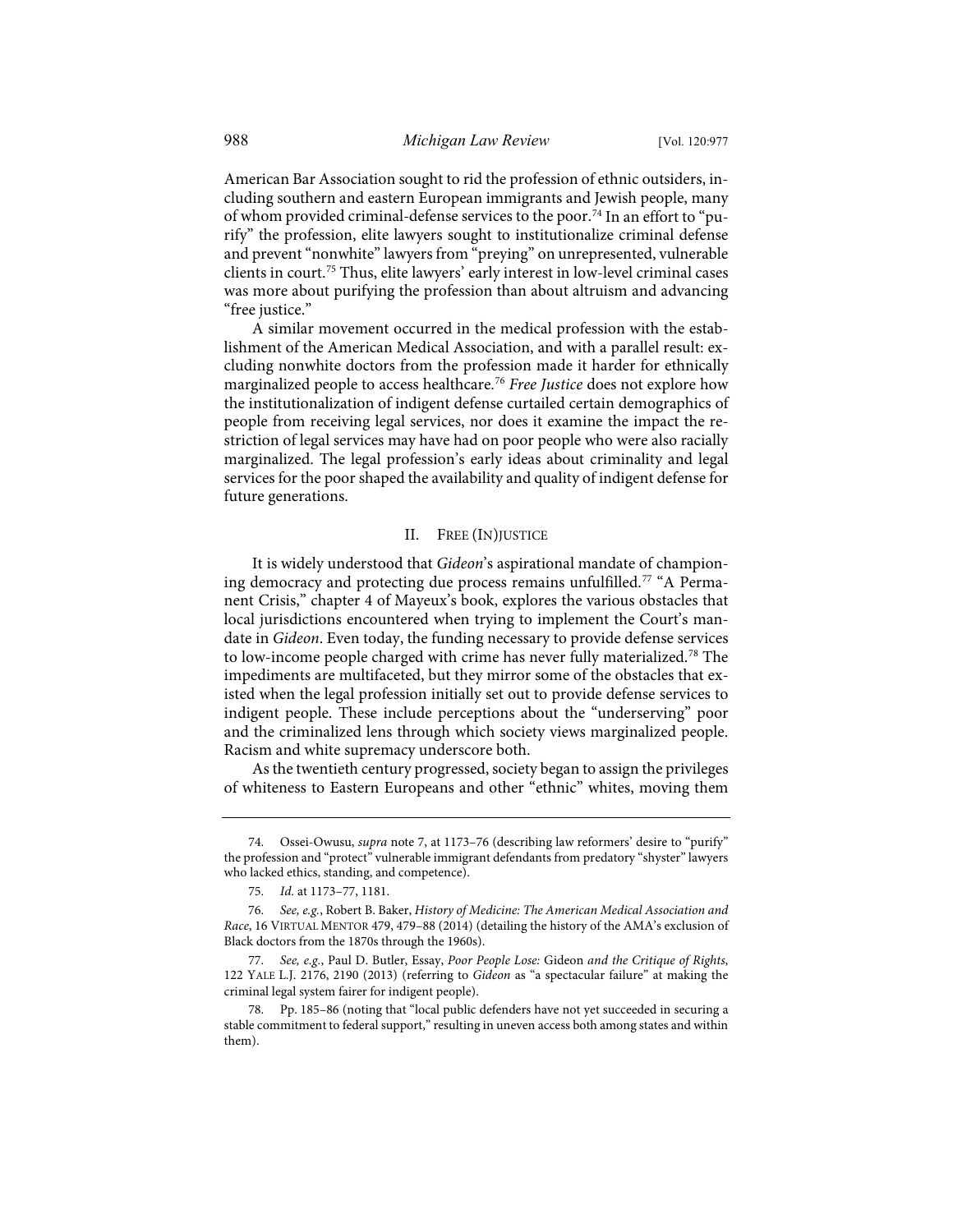American Bar Association sought to rid the profession of ethnic outsiders, including southern and eastern European immigrants and Jewish people, many of whom provided criminal-defense services to the poor.[74] In an effort to "purify" the profession, elite lawyers sought to institutionalize criminal defense and prevent "nonwhite" lawyers from "preying" on unrepresented, vulnerable clients in court.[75] Thus, elite lawyers' early interest in low-level criminal cases was more about purifying the profession than about altruism and advancing "free justice."

A similar movement occurred in the medical profession with the establishment of the American Medical Association, and with a parallel result: excluding nonwhite doctors from the profession made it harder for ethnically marginalized people to access healthcare.[76] *Free Justice* does not explore how the institutionalization of indigent defense curtailed certain demographics of people from receiving legal services, nor does it examine the impact the restriction of legal services may have had on poor people who were also racially marginalized. The legal profession's early ideas about criminality and legal services for the poor shaped the availability and quality of indigent defense for future generations.

## II. FREE (IN)JUSTICE

It is widely understood that *Gideon*'s aspirational mandate of championing democracy and protecting due process remains unfulfilled.[77] "A Permanent Crisis," chapter 4 of Mayeux's book, explores the various obstacles that local jurisdictions encountered when trying to implement the Court's mandate in *Gideon*. Even today, the funding necessary to provide defense services to low-income people charged with crime has never fully materialized.[78] The impediments are multifaceted, but they mirror some of the obstacles that existed when the legal profession initially set out to provide defense services to indigent people. These include perceptions about the "underserving" poor and the criminalized lens through which society views marginalized people. Racism and white supremacy underscore both.

As the twentieth century progressed, society began to assign the privileges of whiteness to Eastern Europeans and other "ethnic" whites, moving them

---

74. Ossei-Owusu, *supra* note 7, at 1173–76 (describing law reformers' desire to "purify" the profession and "protect" vulnerable immigrant defendants from predatory "shyster" lawyers who lacked ethics, standing, and competence).

75. *Id.* at 1173–77, 1181.

76. *See, e.g.*, Robert B. Baker, *History of Medicine: The American Medical Association and Race*, 16 VIRTUAL MENTOR 479, 479–88 (2014) (detailing the history of the AMA's exclusion of Black doctors from the 1870s through the 1960s).

77. *See, e.g.*, Paul D. Butler, Essay, *Poor People Lose:* Gideon *and the Critique of Rights*, 122 YALE L.J. 2176, 2190 (2013) (referring to *Gideon* as "a spectacular failure" at making the criminal legal system fairer for indigent people).

78. Pp. 185–86 (noting that "local public defenders have not yet succeeded in securing a stable commitment to federal support," resulting in uneven access both among states and within them).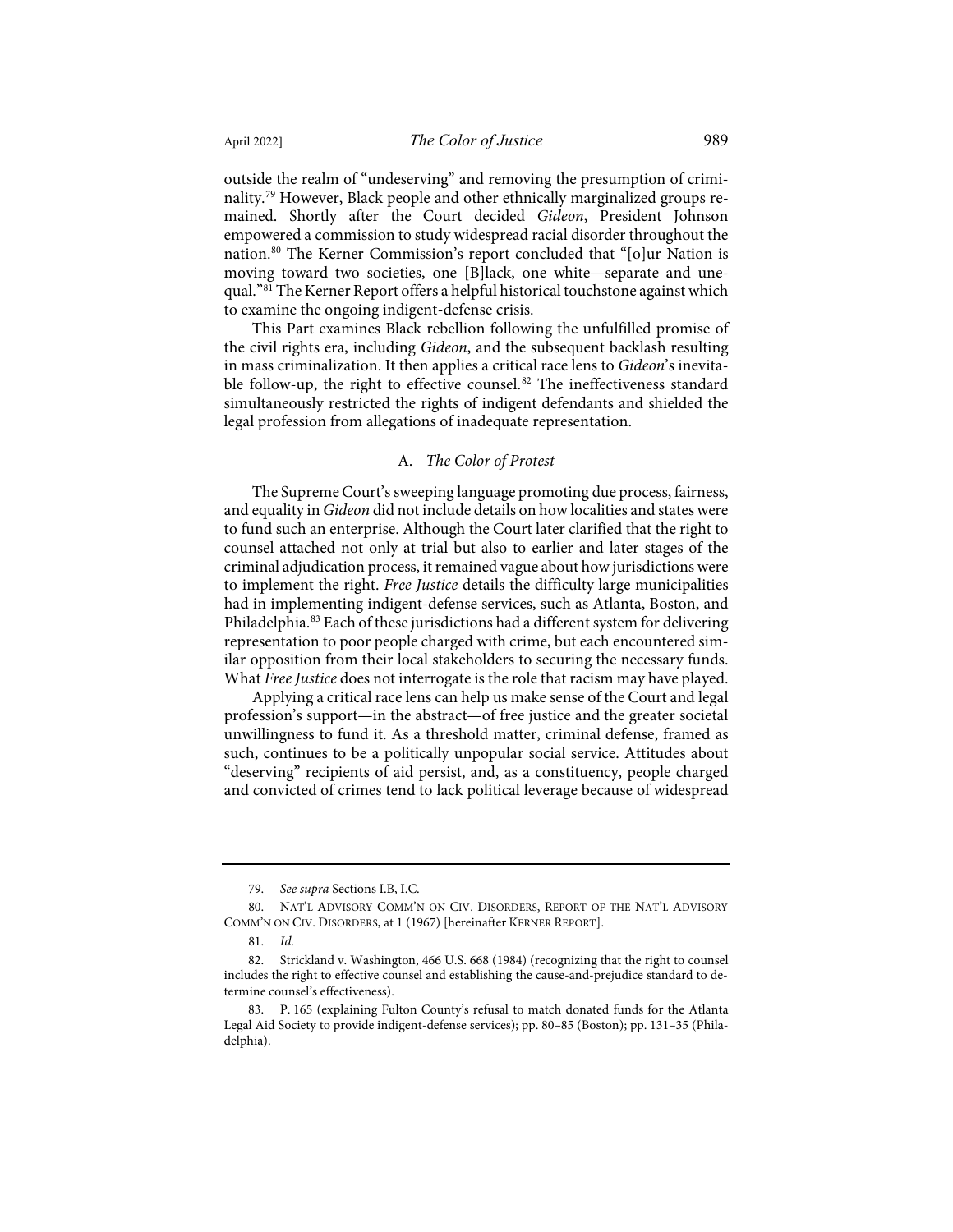outside the realm of "undeserving" and removing the presumption of criminality.[79] However, Black people and other ethnically marginalized groups remained. Shortly after the Court decided *Gideon*, President Johnson empowered a commission to study widespread racial disorder throughout the nation.[80] The Kerner Commission's report concluded that "[o]ur Nation is moving toward two societies, one [B]lack, one white—separate and unequal."[81] The Kerner Report offers a helpful historical touchstone against which to examine the ongoing indigent-defense crisis.

This Part examines Black rebellion following the unfulfilled promise of the civil rights era, including *Gideon*, and the subsequent backlash resulting in mass criminalization. It then applies a critical race lens to *Gideon*'s inevitable follow-up, the right to effective counsel.[82] The ineffectiveness standard simultaneously restricted the rights of indigent defendants and shielded the legal profession from allegations of inadequate representation.

### A. *The Color of Protest*

The Supreme Court's sweeping language promoting due process, fairness, and equality in *Gideon* did not include details on how localities and states were to fund such an enterprise. Although the Court later clarified that the right to counsel attached not only at trial but also to earlier and later stages of the criminal adjudication process, it remained vague about how jurisdictions were to implement the right. *Free Justice* details the difficulty large municipalities had in implementing indigent-defense services, such as Atlanta, Boston, and Philadelphia.[83] Each of these jurisdictions had a different system for delivering representation to poor people charged with crime, but each encountered similar opposition from their local stakeholders to securing the necessary funds. What *Free Justice* does not interrogate is the role that racism may have played.

Applying a critical race lens can help us make sense of the Court and legal profession's support—in the abstract—of free justice and the greater societal unwillingness to fund it. As a threshold matter, criminal defense, framed as such, continues to be a politically unpopular social service. Attitudes about "deserving" recipients of aid persist, and, as a constituency, people charged and convicted of crimes tend to lack political leverage because of widespread

---

79. *See supra* Sections I.B, I.C.

80. NAT'L ADVISORY COMM'N ON CIV. DISORDERS, REPORT OF THE NAT'L ADVISORY COMM'N ON CIV. DISORDERS, at 1 (1967) [hereinafter KERNER REPORT].

81. *Id.*

82. Strickland v. Washington, 466 U.S. 668 (1984) (recognizing that the right to counsel includes the right to effective counsel and establishing the cause-and-prejudice standard to determine counsel's effectiveness).

83. P. 165 (explaining Fulton County's refusal to match donated funds for the Atlanta Legal Aid Society to provide indigent-defense services); pp. 80–85 (Boston); pp. 131–35 (Philadelphia).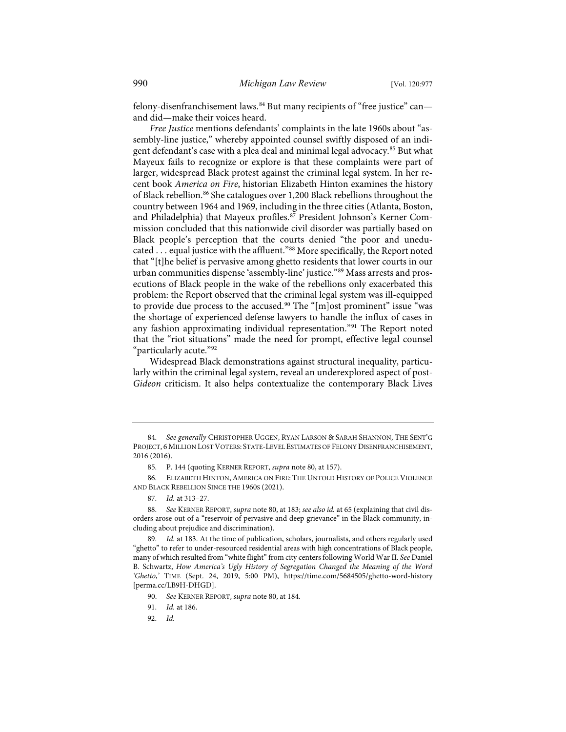felony-disenfranchisement laws.[84] But many recipients of "free justice" can—and did—make their voices heard.

*Free Justice* mentions defendants' complaints in the late 1960s about "assembly-line justice," whereby appointed counsel swiftly disposed of an indigent defendant's case with a plea deal and minimal legal advocacy.[85] But what Mayeux fails to recognize or explore is that these complaints were part of larger, widespread Black protest against the criminal legal system. In her recent book *America on Fire*, historian Elizabeth Hinton examines the history of Black rebellion.[86] She catalogues over 1,200 Black rebellions throughout the country between 1964 and 1969, including in the three cities (Atlanta, Boston, and Philadelphia) that Mayeux profiles.[87] President Johnson's Kerner Commission concluded that this nationwide civil disorder was partially based on Black people's perception that the courts denied "the poor and uneducated . . . equal justice with the affluent."[88] More specifically, the Report noted that "[t]he belief is pervasive among ghetto residents that lower courts in our urban communities dispense 'assembly-line' justice."[89] Mass arrests and prosecutions of Black people in the wake of the rebellions only exacerbated this problem: the Report observed that the criminal legal system was ill-equipped to provide due process to the accused.[90] The "[m]ost prominent" issue "was the shortage of experienced defense lawyers to handle the influx of cases in any fashion approximating individual representation."[91] The Report noted that the "riot situations" made the need for prompt, effective legal counsel "particularly acute."[92]

Widespread Black demonstrations against structural inequality, particularly within the criminal legal system, reveal an underexplored aspect of post-*Gideon* criticism. It also helps contextualize the contemporary Black Lives

---

84. *See generally* CHRISTOPHER UGGEN, RYAN LARSON & SARAH SHANNON, THE SENT'G PROJECT, 6 MILLION LOST VOTERS: STATE-LEVEL ESTIMATES OF FELONY DISENFRANCHISEMENT, 2016 (2016).

85. P. 144 (quoting KERNER REPORT, *supra* note 80, at 157).

86. ELIZABETH HINTON, AMERICA ON FIRE: THE UNTOLD HISTORY OF POLICE VIOLENCE AND BLACK REBELLION SINCE THE 1960S (2021).

87. *Id.* at 313–27.

88. *See* KERNER REPORT, *supra* note 80, at 183; *see also id.* at 65 (explaining that civil disorders arose out of a "reservoir of pervasive and deep grievance" in the Black community, including about prejudice and discrimination).

89. *Id.* at 183. At the time of publication, scholars, journalists, and others regularly used "ghetto" to refer to under-resourced residential areas with high concentrations of Black people, many of which resulted from "white flight" from city centers following World War II. *See* Daniel B. Schwartz, *How America's Ugly History of Segregation Changed the Meaning of the Word 'Ghetto*,' TIME (Sept. 24, 2019, 5:00 PM), https://time.com/5684505/ghetto-word-history [perma.cc/LB9H-DHGD].

90. *See* KERNER REPORT, *supra* note 80, at 184.

91. *Id.* at 186.

92. *Id.*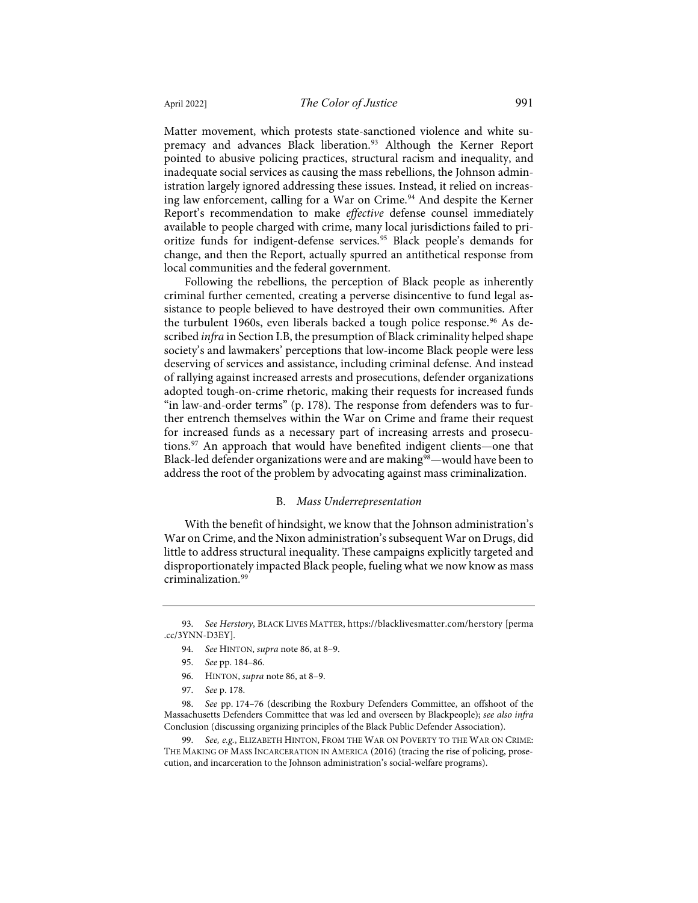Matter movement, which protests state-sanctioned violence and white supremacy and advances Black liberation.[93] Although the Kerner Report pointed to abusive policing practices, structural racism and inequality, and inadequate social services as causing the mass rebellions, the Johnson administration largely ignored addressing these issues. Instead, it relied on increasing law enforcement, calling for a War on Crime.[94] And despite the Kerner Report's recommendation to make *effective* defense counsel immediately available to people charged with crime, many local jurisdictions failed to prioritize funds for indigent-defense services.[95] Black people's demands for change, and then the Report, actually spurred an antithetical response from local communities and the federal government.

Following the rebellions, the perception of Black people as inherently criminal further cemented, creating a perverse disincentive to fund legal assistance to people believed to have destroyed their own communities. After the turbulent 1960s, even liberals backed a tough police response.[96] As described *infra* in Section I.B, the presumption of Black criminality helped shape society's and lawmakers' perceptions that low-income Black people were less deserving of services and assistance, including criminal defense. And instead of rallying against increased arrests and prosecutions, defender organizations adopted tough-on-crime rhetoric, making their requests for increased funds "in law-and-order terms" (p. 178). The response from defenders was to further entrench themselves within the War on Crime and frame their request for increased funds as a necessary part of increasing arrests and prosecutions.[97] An approach that would have benefited indigent clients—one that Black-led defender organizations were and are making[98]—would have been to address the root of the problem by advocating against mass criminalization.

### B. *Mass Underrepresentation*

With the benefit of hindsight, we know that the Johnson administration's War on Crime, and the Nixon administration's subsequent War on Drugs, did little to address structural inequality. These campaigns explicitly targeted and disproportionately impacted Black people, fueling what we now know as mass criminalization.[99]

---

93. *See Herstory*, BLACK LIVES MATTER, https://blacklivesmatter.com/herstory [perma.cc/3YNN-D3EY].

94. *See* HINTON, *supra* note 86, at 8–9.

95. *See* pp. 184–86.

96. HINTON, *supra* note 86, at 8–9.

97. *See* p. 178.

98. *See* pp. 174–76 (describing the Roxbury Defenders Committee, an offshoot of the Massachusetts Defenders Committee that was led and overseen by Blackpeople); *see also infra* Conclusion (discussing organizing principles of the Black Public Defender Association).

99. *See, e.g.*, ELIZABETH HINTON, FROM THE WAR ON POVERTY TO THE WAR ON CRIME: THE MAKING OF MASS INCARCERATION IN AMERICA (2016) (tracing the rise of policing, prosecution, and incarceration to the Johnson administration's social-welfare programs).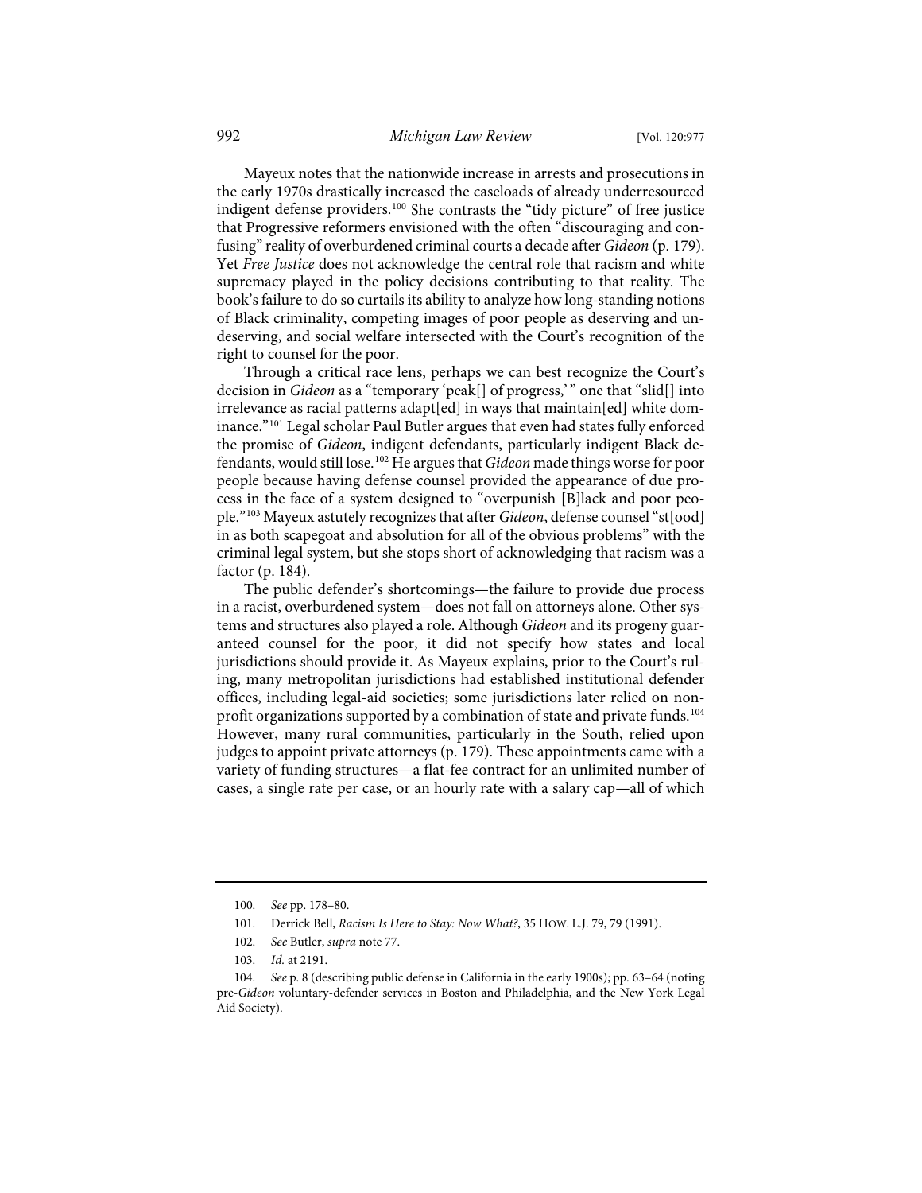Mayeux notes that the nationwide increase in arrests and prosecutions in the early 1970s drastically increased the caseloads of already underresourced indigent defense providers.[100] She contrasts the "tidy picture" of free justice that Progressive reformers envisioned with the often "discouraging and confusing" reality of overburdened criminal courts a decade after *Gideon* (p. 179). Yet *Free Justice* does not acknowledge the central role that racism and white supremacy played in the policy decisions contributing to that reality. The book's failure to do so curtails its ability to analyze how long-standing notions of Black criminality, competing images of poor people as deserving and undeserving, and social welfare intersected with the Court's recognition of the right to counsel for the poor.

Through a critical race lens, perhaps we can best recognize the Court's decision in *Gideon* as a "temporary 'peak[] of progress,'" one that "slid[] into irrelevance as racial patterns adapt[ed] in ways that maintain[ed] white dominance."[101] Legal scholar Paul Butler argues that even had states fully enforced the promise of *Gideon*, indigent defendants, particularly indigent Black defendants, would still lose.[102] He argues that *Gideon* made things worse for poor people because having defense counsel provided the appearance of due process in the face of a system designed to "overpunish [B]lack and poor people."[103] Mayeux astutely recognizes that after *Gideon*, defense counsel "st[ood] in as both scapegoat and absolution for all of the obvious problems" with the criminal legal system, but she stops short of acknowledging that racism was a factor (p. 184).

The public defender's shortcomings—the failure to provide due process in a racist, overburdened system—does not fall on attorneys alone. Other systems and structures also played a role. Although *Gideon* and its progeny guaranteed counsel for the poor, it did not specify how states and local jurisdictions should provide it. As Mayeux explains, prior to the Court's ruling, many metropolitan jurisdictions had established institutional defender offices, including legal-aid societies; some jurisdictions later relied on nonprofit organizations supported by a combination of state and private funds.[104] However, many rural communities, particularly in the South, relied upon judges to appoint private attorneys (p. 179). These appointments came with a variety of funding structures—a flat-fee contract for an unlimited number of cases, a single rate per case, or an hourly rate with a salary cap—all of which

---

100. *See* pp. 178–80.

101. Derrick Bell, *Racism Is Here to Stay: Now What?*, 35 HOW. L.J. 79, 79 (1991).

102. *See* Butler, *supra* note 77.

103. *Id.* at 2191.

104. *See* p. 8 (describing public defense in California in the early 1900s); pp. 63–64 (noting pre-*Gideon* voluntary-defender services in Boston and Philadelphia, and the New York Legal Aid Society).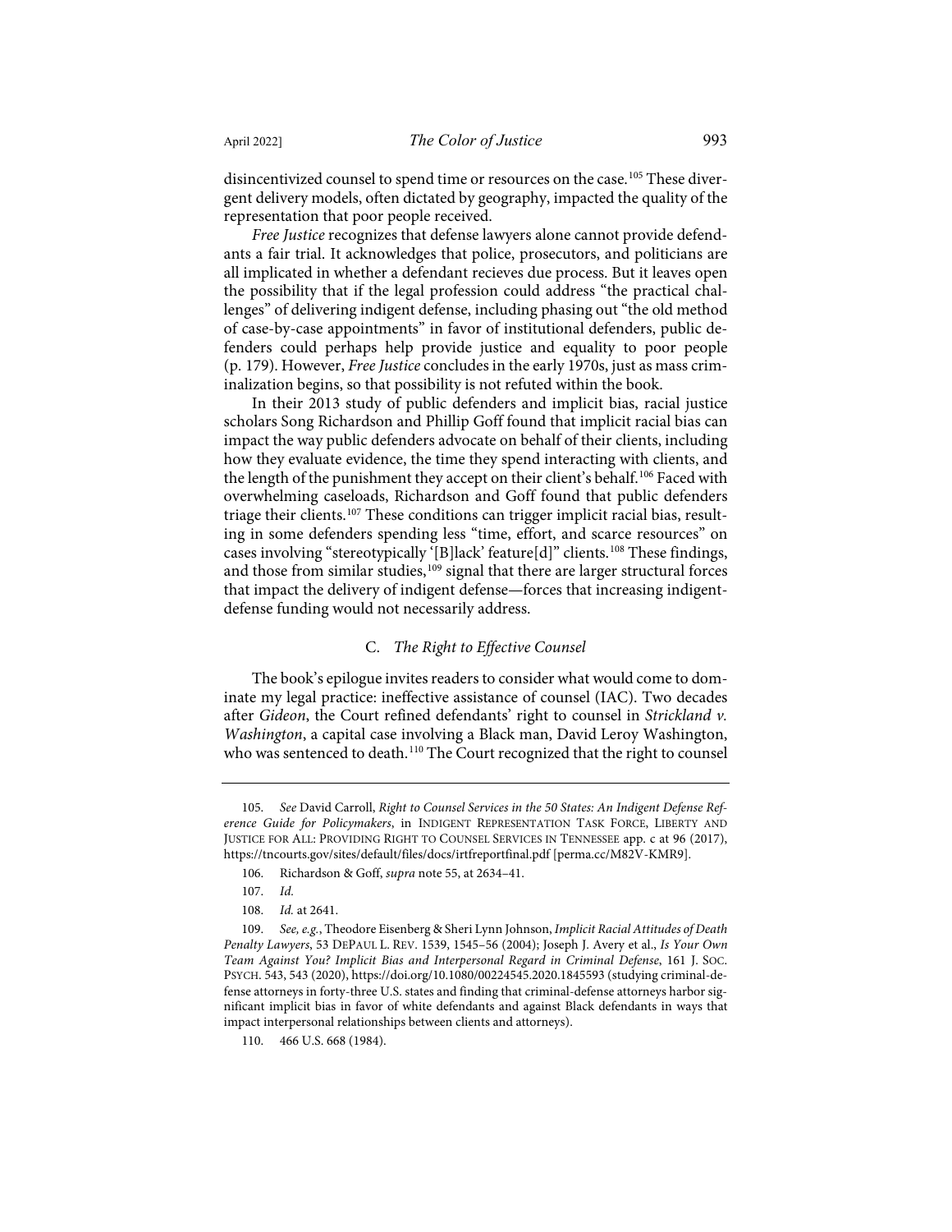disincentivized counsel to spend time or resources on the case.[105] These divergent delivery models, often dictated by geography, impacted the quality of the representation that poor people received.

*Free Justice* recognizes that defense lawyers alone cannot provide defendants a fair trial. It acknowledges that police, prosecutors, and politicians are all implicated in whether a defendant recieves due process. But it leaves open the possibility that if the legal profession could address "the practical challenges" of delivering indigent defense, including phasing out "the old method of case-by-case appointments" in favor of institutional defenders, public defenders could perhaps help provide justice and equality to poor people (p. 179). However, *Free Justice* concludes in the early 1970s, just as mass criminalization begins, so that possibility is not refuted within the book.

In their 2013 study of public defenders and implicit bias, racial justice scholars Song Richardson and Phillip Goff found that implicit racial bias can impact the way public defenders advocate on behalf of their clients, including how they evaluate evidence, the time they spend interacting with clients, and the length of the punishment they accept on their client's behalf.[106] Faced with overwhelming caseloads, Richardson and Goff found that public defenders triage their clients.[107] These conditions can trigger implicit racial bias, resulting in some defenders spending less "time, effort, and scarce resources" on cases involving "stereotypically '[B]lack' feature[d]" clients.[108] These findings, and those from similar studies,[109] signal that there are larger structural forces that impact the delivery of indigent defense—forces that increasing indigent-defense funding would not necessarily address.

### C. *The Right to Effective Counsel*

The book's epilogue invites readers to consider what would come to dominate my legal practice: ineffective assistance of counsel (IAC). Two decades after *Gideon*, the Court refined defendants' right to counsel in *Strickland v. Washington*, a capital case involving a Black man, David Leroy Washington, who was sentenced to death.[110] The Court recognized that the right to counsel

---

105. *See* David Carroll, *Right to Counsel Services in the 50 States: An Indigent Defense Reference Guide for Policymakers*, in INDIGENT REPRESENTATION TASK FORCE, LIBERTY AND JUSTICE FOR ALL: PROVIDING RIGHT TO COUNSEL SERVICES IN TENNESSEE app. c at 96 (2017), https://tncourts.gov/sites/default/files/docs/irtfreportfinal.pdf [perma.cc/M82V-KMR9].

106. Richardson & Goff, *supra* note 55, at 2634–41.

107. *Id.*

108. *Id.* at 2641.

109. *See, e.g.*, Theodore Eisenberg & Sheri Lynn Johnson, *Implicit Racial Attitudes of Death Penalty Lawyers*, 53 DEPAUL L. REV. 1539, 1545–56 (2004); Joseph J. Avery et al., *Is Your Own Team Against You? Implicit Bias and Interpersonal Regard in Criminal Defense*, 161 J. SOC. PSYCH. 543, 543 (2020), https://doi.org/10.1080/00224545.2020.1845593 (studying criminal-defense attorneys in forty-three U.S. states and finding that criminal-defense attorneys harbor significant implicit bias in favor of white defendants and against Black defendants in ways that impact interpersonal relationships between clients and attorneys).

110. 466 U.S. 668 (1984).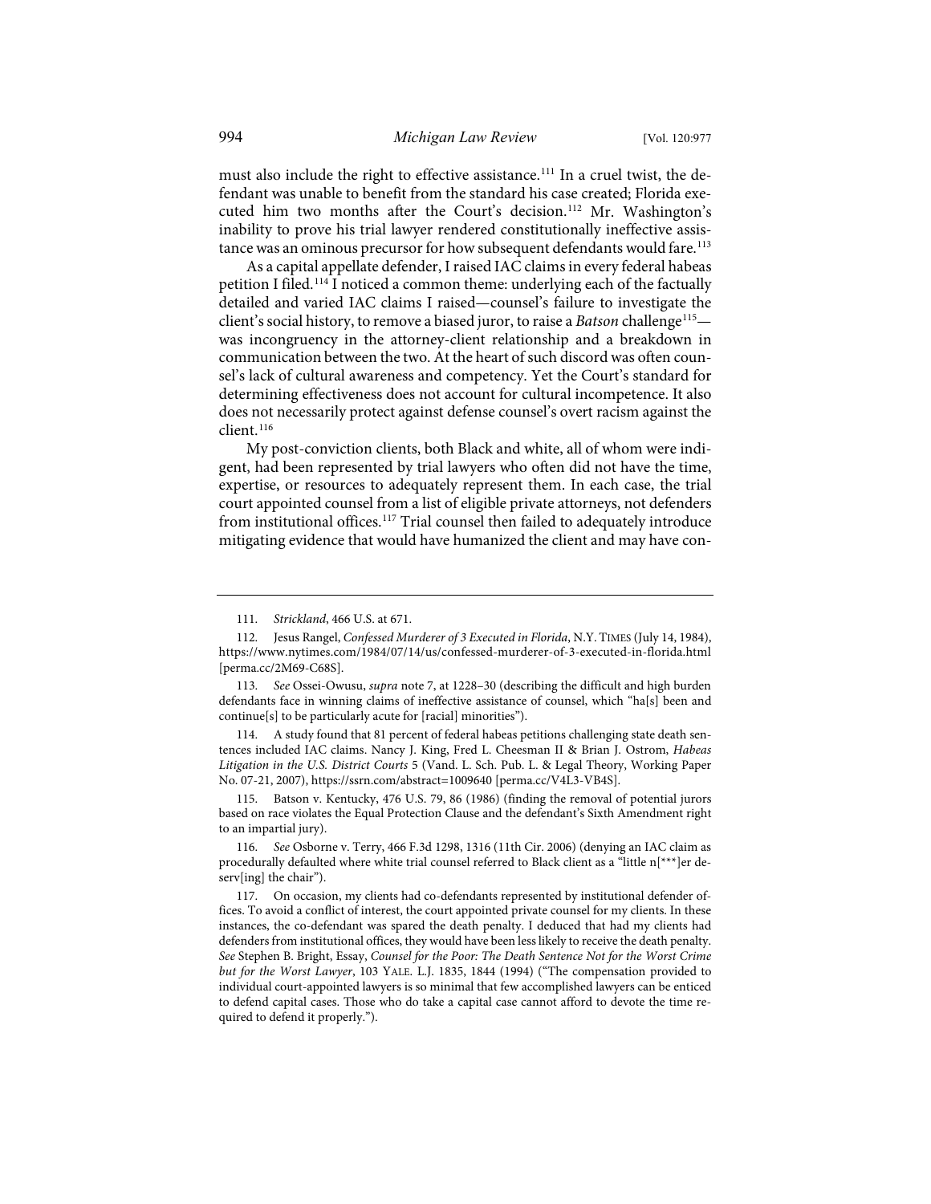must also include the right to effective assistance.[111] In a cruel twist, the defendant was unable to benefit from the standard his case created; Florida executed him two months after the Court's decision.[112] Mr. Washington's inability to prove his trial lawyer rendered constitutionally ineffective assistance was an ominous precursor for how subsequent defendants would fare.[113]

As a capital appellate defender, I raised IAC claims in every federal habeas petition I filed.[114] I noticed a common theme: underlying each of the factually detailed and varied IAC claims I raised—counsel's failure to investigate the client's social history, to remove a biased juror, to raise a *Batson* challenge[115]—was incongruency in the attorney-client relationship and a breakdown in communication between the two. At the heart of such discord was often counsel's lack of cultural awareness and competency. Yet the Court's standard for determining effectiveness does not account for cultural incompetence. It also does not necessarily protect against defense counsel's overt racism against the client.[116]

My post-conviction clients, both Black and white, all of whom were indigent, had been represented by trial lawyers who often did not have the time, expertise, or resources to adequately represent them. In each case, the trial court appointed counsel from a list of eligible private attorneys, not defenders from institutional offices.[117] Trial counsel then failed to adequately introduce mitigating evidence that would have humanized the client and may have con-

---

111. *Strickland*, 466 U.S. at 671.

112. Jesus Rangel, *Confessed Murderer of 3 Executed in Florida*, N.Y. TIMES (July 14, 1984), https://www.nytimes.com/1984/07/14/us/confessed-murderer-of-3-executed-in-florida.html [perma.cc/2M69-C68S].

113. *See* Ossei-Owusu, *supra* note 7, at 1228–30 (describing the difficult and high burden defendants face in winning claims of ineffective assistance of counsel, which "ha[s] been and continue[s] to be particularly acute for [racial] minorities").

114. A study found that 81 percent of federal habeas petitions challenging state death sentences included IAC claims. Nancy J. King, Fred L. Cheesman II & Brian J. Ostrom, *Habeas Litigation in the U.S. District Courts* 5 (Vand. L. Sch. Pub. L. & Legal Theory, Working Paper No. 07-21, 2007), https://ssrn.com/abstract=1009640 [perma.cc/V4L3-VB4S].

115. Batson v. Kentucky, 476 U.S. 79, 86 (1986) (finding the removal of potential jurors based on race violates the Equal Protection Clause and the defendant's Sixth Amendment right to an impartial jury).

116. *See* Osborne v. Terry, 466 F.3d 1298, 1316 (11th Cir. 2006) (denying an IAC claim as procedurally defaulted where white trial counsel referred to Black client as a "little n[***]er deserv[ing] the chair").

117. On occasion, my clients had co-defendants represented by institutional defender offices. To avoid a conflict of interest, the court appointed private counsel for my clients. In these instances, the co-defendant was spared the death penalty. I deduced that had my clients had defenders from institutional offices, they would have been less likely to receive the death penalty. *See* Stephen B. Bright, Essay, *Counsel for the Poor: The Death Sentence Not for the Worst Crime but for the Worst Lawyer*, 103 YALE. L.J. 1835, 1844 (1994) ("The compensation provided to individual court-appointed lawyers is so minimal that few accomplished lawyers can be enticed to defend capital cases. Those who do take a capital case cannot afford to devote the time required to defend it properly.").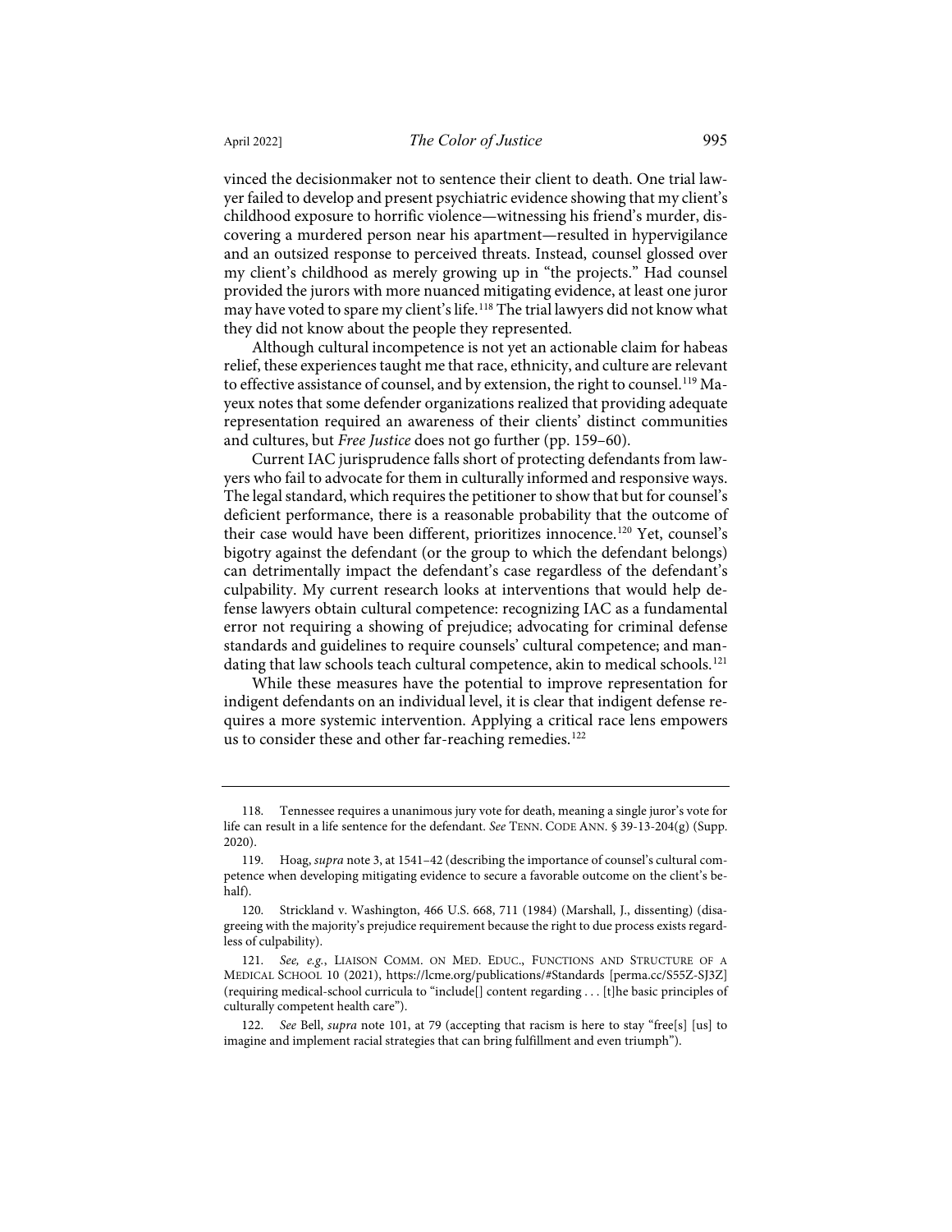vinced the decisionmaker not to sentence their client to death. One trial lawyer failed to develop and present psychiatric evidence showing that my client's childhood exposure to horrific violence—witnessing his friend's murder, discovering a murdered person near his apartment—resulted in hypervigilance and an outsized response to perceived threats. Instead, counsel glossed over my client's childhood as merely growing up in "the projects." Had counsel provided the jurors with more nuanced mitigating evidence, at least one juror may have voted to spare my client's life.[118] The trial lawyers did not know what they did not know about the people they represented.

Although cultural incompetence is not yet an actionable claim for habeas relief, these experiences taught me that race, ethnicity, and culture are relevant to effective assistance of counsel, and by extension, the right to counsel.[119] Mayeux notes that some defender organizations realized that providing adequate representation required an awareness of their clients' distinct communities and cultures, but *Free Justice* does not go further (pp. 159–60).

Current IAC jurisprudence falls short of protecting defendants from lawyers who fail to advocate for them in culturally informed and responsive ways. The legal standard, which requires the petitioner to show that but for counsel's deficient performance, there is a reasonable probability that the outcome of their case would have been different, prioritizes innocence.[120] Yet, counsel's bigotry against the defendant (or the group to which the defendant belongs) can detrimentally impact the defendant's case regardless of the defendant's culpability. My current research looks at interventions that would help defense lawyers obtain cultural competence: recognizing IAC as a fundamental error not requiring a showing of prejudice; advocating for criminal defense standards and guidelines to require counsels' cultural competence; and mandating that law schools teach cultural competence, akin to medical schools.[121]

While these measures have the potential to improve representation for indigent defendants on an individual level, it is clear that indigent defense requires a more systemic intervention. Applying a critical race lens empowers us to consider these and other far-reaching remedies.[122]

---

118. Tennessee requires a unanimous jury vote for death, meaning a single juror's vote for life can result in a life sentence for the defendant. *See* TENN. CODE ANN. § 39-13-204(g) (Supp. 2020).

119. Hoag, *supra* note 3, at 1541–42 (describing the importance of counsel's cultural competence when developing mitigating evidence to secure a favorable outcome on the client's behalf).

120. Strickland v. Washington, 466 U.S. 668, 711 (1984) (Marshall, J., dissenting) (disagreeing with the majority's prejudice requirement because the right to due process exists regardless of culpability).

121. *See, e.g.*, LIAISON COMM. ON MED. EDUC., FUNCTIONS AND STRUCTURE OF A MEDICAL SCHOOL 10 (2021), https://lcme.org/publications/#Standards [perma.cc/S55Z-SJ3Z] (requiring medical-school curricula to "include[] content regarding . . . [t]he basic principles of culturally competent health care").

122. *See* Bell, *supra* note 101, at 79 (accepting that racism is here to stay "free[s] [us] to imagine and implement racial strategies that can bring fulfillment and even triumph").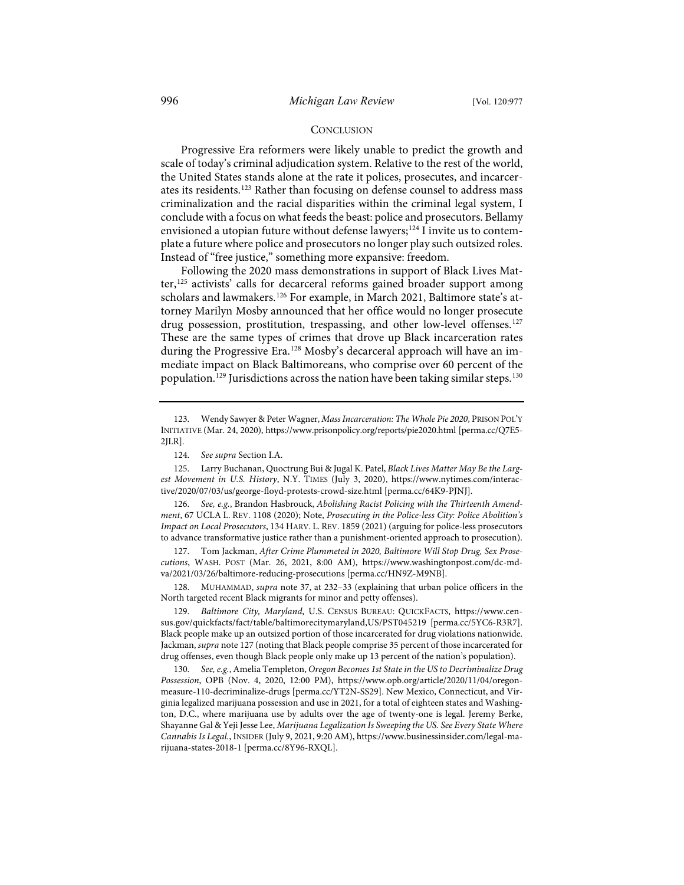## CONCLUSION

Progressive Era reformers were likely unable to predict the growth and scale of today's criminal adjudication system. Relative to the rest of the world, the United States stands alone at the rate it polices, prosecutes, and incarcerates its residents.[123] Rather than focusing on defense counsel to address mass criminalization and the racial disparities within the criminal legal system, I conclude with a focus on what feeds the beast: police and prosecutors. Bellamy envisioned a utopian future without defense lawyers;[124] I invite us to contemplate a future where police and prosecutors no longer play such outsized roles. Instead of "free justice," something more expansive: freedom.

Following the 2020 mass demonstrations in support of Black Lives Matter,[125] activists' calls for decarceral reforms gained broader support among scholars and lawmakers.[126] For example, in March 2021, Baltimore state's attorney Marilyn Mosby announced that her office would no longer prosecute drug possession, prostitution, trespassing, and other low-level offenses.[127] These are the same types of crimes that drove up Black incarceration rates during the Progressive Era.[128] Mosby's decarceral approach will have an immediate impact on Black Baltimoreans, who comprise over 60 percent of the population.[129] Jurisdictions across the nation have been taking similar steps.[130]

---

123. Wendy Sawyer & Peter Wagner, *Mass Incarceration: The Whole Pie 2020*, PRISON POL'Y INITIATIVE (Mar. 24, 2020), https://www.prisonpolicy.org/reports/pie2020.html [perma.cc/Q7E5-2JLR].

124. *See supra* Section I.A.

125. Larry Buchanan, Quoctrung Bui & Jugal K. Patel, *Black Lives Matter May Be the Largest Movement in U.S. History*, N.Y. TIMES (July 3, 2020), https://www.nytimes.com/interactive/2020/07/03/us/george-floyd-protests-crowd-size.html [perma.cc/64K9-PJNJ].

126. *See, e.g.*, Brandon Hasbrouck, *Abolishing Racist Policing with the Thirteenth Amendment*, 67 UCLA L. REV. 1108 (2020); Note, *Prosecuting in the Police-less City: Police Abolition's Impact on Local Prosecutors*, 134 HARV. L. REV. 1859 (2021) (arguing for police-less prosecutors to advance transformative justice rather than a punishment-oriented approach to prosecution).

127. Tom Jackman, *After Crime Plummeted in 2020, Baltimore Will Stop Drug, Sex Prosecutions*, WASH. POST (Mar. 26, 2021, 8:00 AM), https://www.washingtonpost.com/dc-md-va/2021/03/26/baltimore-reducing-prosecutions [perma.cc/HN9Z-M9NB].

128. MUHAMMAD, *supra* note 37, at 232–33 (explaining that urban police officers in the North targeted recent Black migrants for minor and petty offenses).

129. *Baltimore City, Maryland*, U.S. CENSUS BUREAU: QUICKFACTS, https://www.census.gov/quickfacts/fact/table/baltimorecitymaryland,US/PST045219 [perma.cc/5YC6-R3R7]. Black people make up an outsized portion of those incarcerated for drug violations nationwide. Jackman, *supra* note 127 (noting that Black people comprise 35 percent of those incarcerated for drug offenses, even though Black people only make up 13 percent of the nation's population).

130. *See, e.g.*, Amelia Templeton, *Oregon Becomes 1st State in the US to Decriminalize Drug Possession*, OPB (Nov. 4, 2020, 12:00 PM), https://www.opb.org/article/2020/11/04/oregon-measure-110-decriminalize-drugs [perma.cc/YT2N-SS29]. New Mexico, Connecticut, and Virginia legalized marijuana possession and use in 2021, for a total of eighteen states and Washington, D.C., where marijuana use by adults over the age of twenty-one is legal. Jeremy Berke, Shayanne Gal & Yeji Jesse Lee, *Marijuana Legalization Is Sweeping the US. See Every State Where Cannabis Is Legal.*, INSIDER (July 9, 2021, 9:20 AM), https://www.businessinsider.com/legal-marijuana-states-2018-1 [perma.cc/8Y96-RXQL].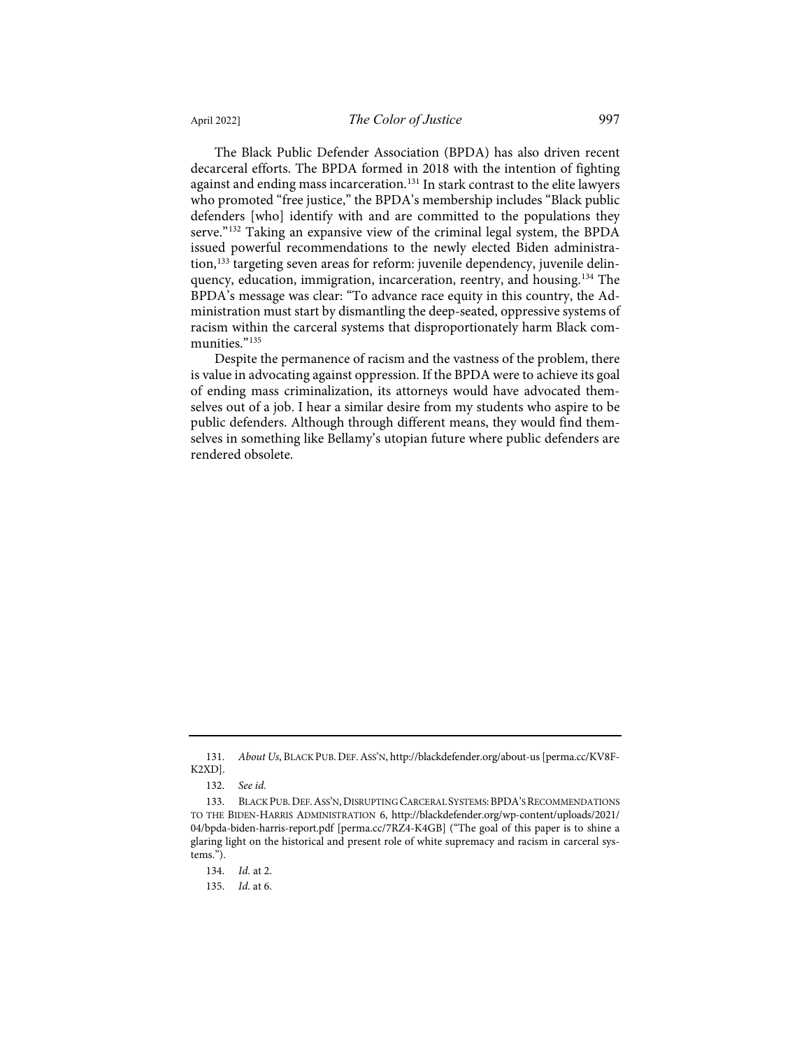The Black Public Defender Association (BPDA) has also driven recent decarceral efforts. The BPDA formed in 2018 with the intention of fighting against and ending mass incarceration.[131] In stark contrast to the elite lawyers who promoted "free justice," the BPDA's membership includes "Black public defenders [who] identify with and are committed to the populations they serve."[132] Taking an expansive view of the criminal legal system, the BPDA issued powerful recommendations to the newly elected Biden administration,[133] targeting seven areas for reform: juvenile dependency, juvenile delinquency, education, immigration, incarceration, reentry, and housing.[134] The BPDA's message was clear: "To advance race equity in this country, the Administration must start by dismantling the deep-seated, oppressive systems of racism within the carceral systems that disproportionately harm Black communities."[135]

Despite the permanence of racism and the vastness of the problem, there is value in advocating against oppression. If the BPDA were to achieve its goal of ending mass criminalization, its attorneys would have advocated themselves out of a job. I hear a similar desire from my students who aspire to be public defenders. Although through different means, they would find themselves in something like Bellamy's utopian future where public defenders are rendered obsolete.

---

131. *About Us*, BLACK PUB. DEF. ASS'N, http://blackdefender.org/about-us [perma.cc/KV8F-K2XD].

132. *See id.*

133. BLACK PUB. DEF. ASS'N, DISRUPTING CARCERAL SYSTEMS: BPDA'S RECOMMENDATIONS TO THE BIDEN-HARRIS ADMINISTRATION 6, http://blackdefender.org/wp-content/uploads/2021/04/bpda-biden-harris-report.pdf [perma.cc/7RZ4-K4GB] ("The goal of this paper is to shine a glaring light on the historical and present role of white supremacy and racism in carceral systems.").

134. *Id.* at 2.

135. *Id.* at 6.